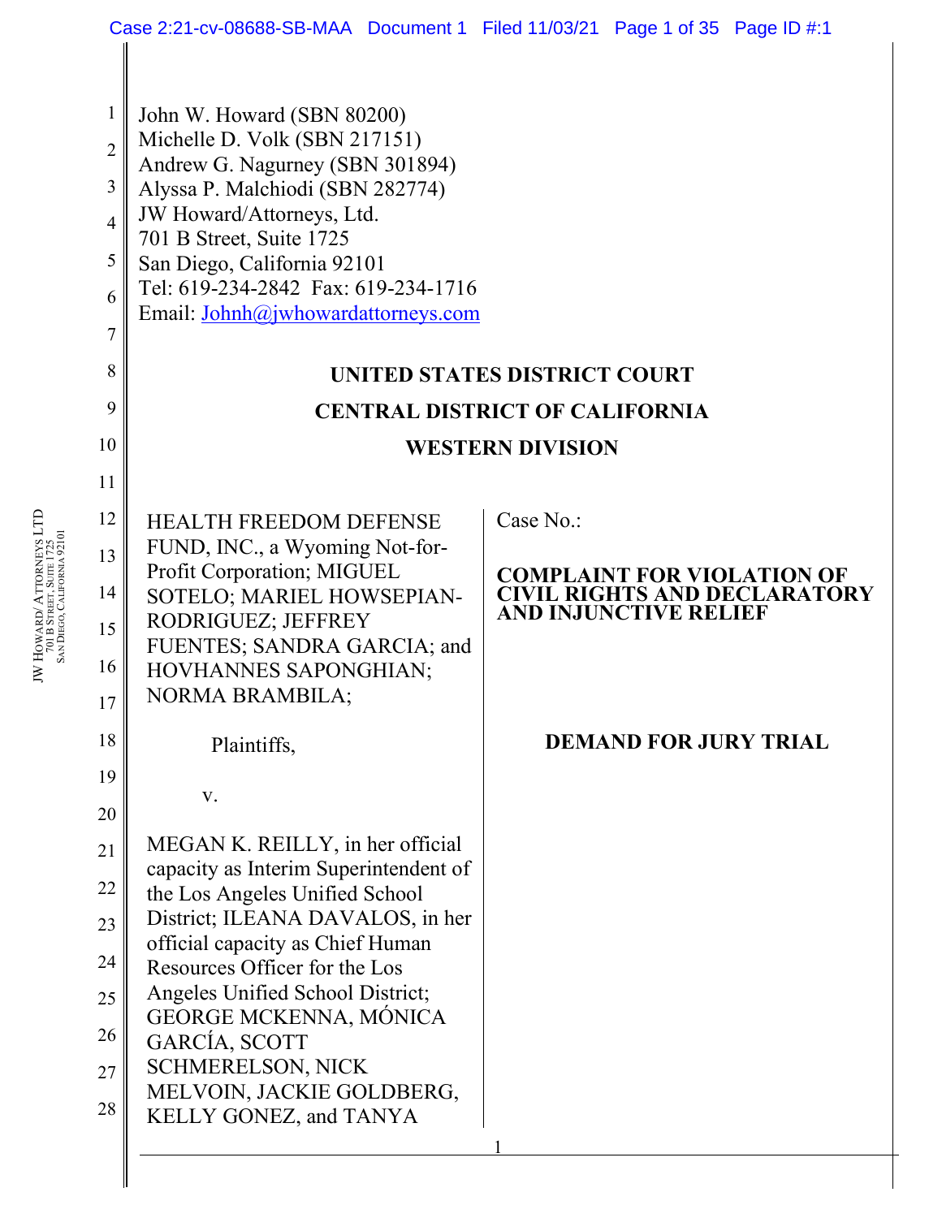John W. Howard (SBN 80200)
Michelle D. Volk (SBN 217151)
Andrew G. Nagurney (SBN 301894)
Alyssa P. Malchiodi (SBN 282774)
JW Howard/Attorneys, Ltd.
701 B Street, Suite 1725
San Diego, California 92101
Tel: 619-234-2842 Fax: 619-234-1716
Email: Johnh@jwhowardattorneys.com

**UNITED STATES DISTRICT COURT**

**CENTRAL DISTRICT OF CALIFORNIA**

**WESTERN DIVISION**

HEALTH FREEDOM DEFENSE FUND, INC., a Wyoming Not-for-Profit Corporation; MIGUEL SOTELO; MARIEL HOWSEPIAN-RODRIGUEZ; JEFFREY FUENTES; SANDRA GARCIA; and HOVHANNES SAPONGHIAN; NORMA BRAMBILA;

Plaintiffs,

v.

MEGAN K. REILLY, in her official capacity as Interim Superintendent of the Los Angeles Unified School District; ILEANA DAVALOS, in her official capacity as Chief Human Resources Officer for the Los Angeles Unified School District; GEORGE MCKENNA, MÓNICA GARCÍA, SCOTT SCHMERELSON, NICK MELVOIN, JACKIE GOLDBERG, KELLY GONEZ, and TANYA

Case No.:

**COMPLAINT FOR VIOLATION OF CIVIL RIGHTS AND DECLARATORY AND INJUNCTIVE RELIEF**

**DEMAND FOR JURY TRIAL**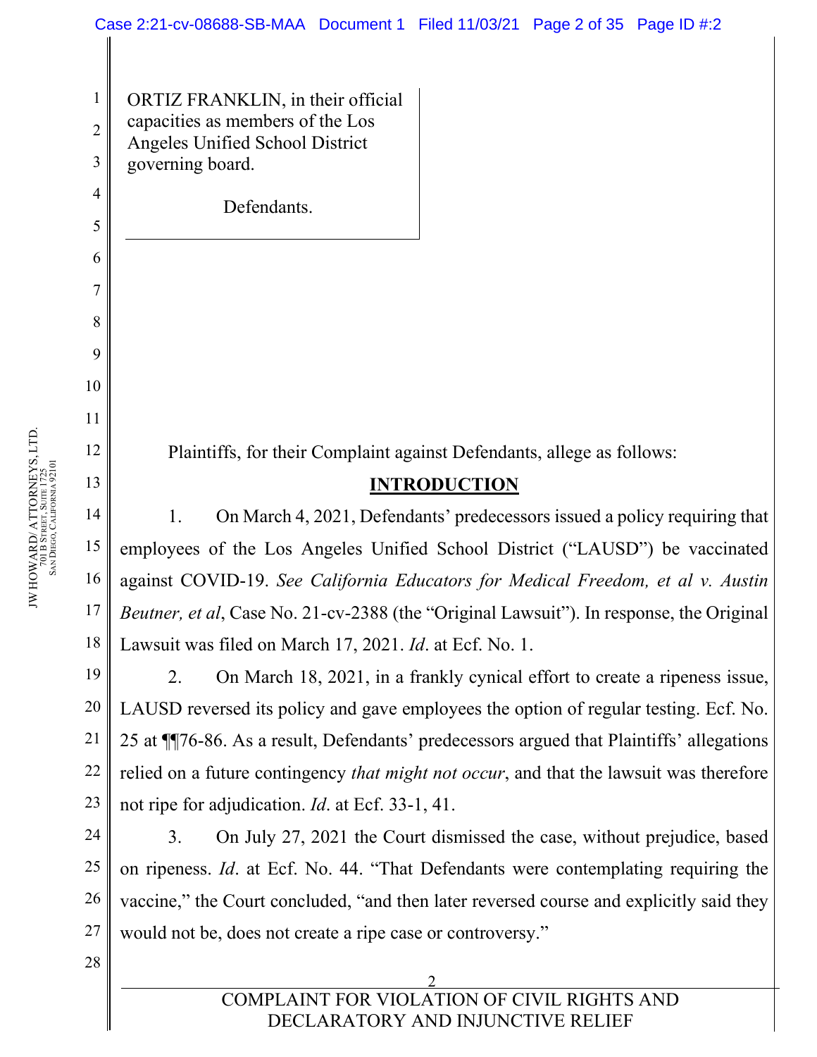ORTIZ FRANKLIN, in their official capacities as members of the Los Angeles Unified School District governing board.

Defendants.

Plaintiffs, for their Complaint against Defendants, allege as follows:

## INTRODUCTION

1. On March 4, 2021, Defendants' predecessors issued a policy requiring that employees of the Los Angeles Unified School District ("LAUSD") be vaccinated against COVID-19. *See California Educators for Medical Freedom, et al v. Austin Beutner, et al*, Case No. 21-cv-2388 (the "Original Lawsuit"). In response, the Original Lawsuit was filed on March 17, 2021. *Id*. at Ecf. No. 1.

2. On March 18, 2021, in a frankly cynical effort to create a ripeness issue, LAUSD reversed its policy and gave employees the option of regular testing. Ecf. No. 25 at ¶¶76-86. As a result, Defendants' predecessors argued that Plaintiffs' allegations relied on a future contingency *that might not occur*, and that the lawsuit was therefore not ripe for adjudication. *Id*. at Ecf. 33-1, 41.

3. On July 27, 2021 the Court dismissed the case, without prejudice, based on ripeness. *Id*. at Ecf. No. 44. "That Defendants were contemplating requiring the vaccine," the Court concluded, "and then later reversed course and explicitly said they would not be, does not create a ripe case or controversy."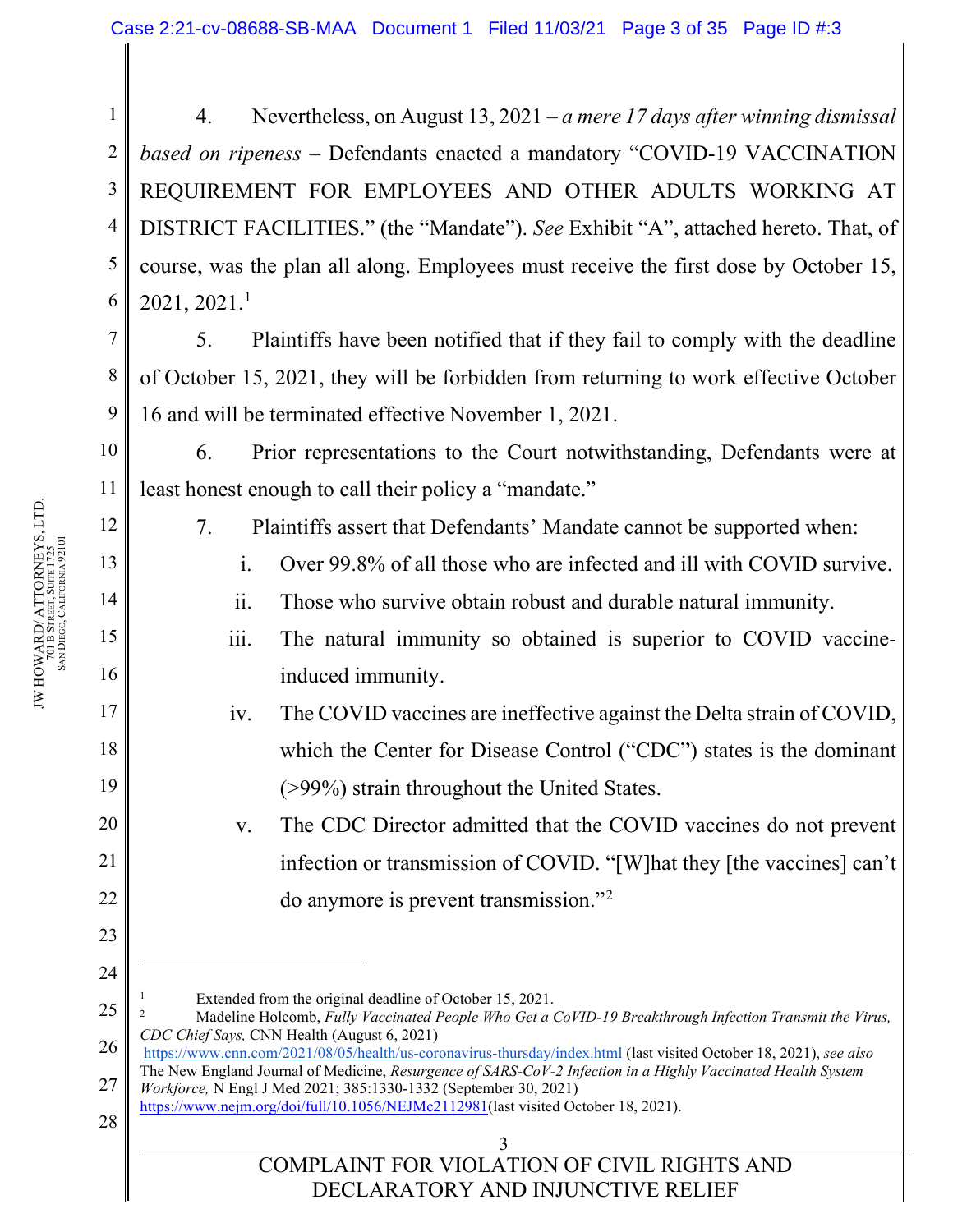4. Nevertheless, on August 13, 2021 – *a mere 17 days after winning dismissal based on ripeness* – Defendants enacted a mandatory "COVID-19 VACCINATION REQUIREMENT FOR EMPLOYEES AND OTHER ADULTS WORKING AT DISTRICT FACILITIES." (the "Mandate"). *See* Exhibit "A", attached hereto. That, of course, was the plan all along. Employees must receive the first dose by October 15, 2021, 2021.[1]

5. Plaintiffs have been notified that if they fail to comply with the deadline of October 15, 2021, they will be forbidden from returning to work effective October 16 and will be terminated effective November 1, 2021.

6. Prior representations to the Court notwithstanding, Defendants were at least honest enough to call their policy a "mandate."

7. Plaintiffs assert that Defendants' Mandate cannot be supported when:

   i. Over 99.8% of all those who are infected and ill with COVID survive.

   ii. Those who survive obtain robust and durable natural immunity.

   iii. The natural immunity so obtained is superior to COVID vaccine-induced immunity.

   iv. The COVID vaccines are ineffective against the Delta strain of COVID, which the Center for Disease Control ("CDC") states is the dominant (>99%) strain throughout the United States.

   v. The CDC Director admitted that the COVID vaccines do not prevent infection or transmission of COVID. "[W]hat they [the vaccines] can't do anymore is prevent transmission."[2]

---

[1] Extended from the original deadline of October 15, 2021.

[2] Madeline Holcomb, *Fully Vaccinated People Who Get a CoVID-19 Breakthrough Infection Transmit the Virus, CDC Chief Says,* CNN Health (August 6, 2021) https://www.cnn.com/2021/08/05/health/us-coronavirus-thursday/index.html (last visited October 18, 2021), *see also* The New England Journal of Medicine, *Resurgence of SARS-CoV-2 Infection in a Highly Vaccinated Health System Workforce,* N Engl J Med 2021; 385:1330-1332 (September 30, 2021) https://www.nejm.org/doi/full/10.1056/NEJMc2112981(last visited October 18, 2021).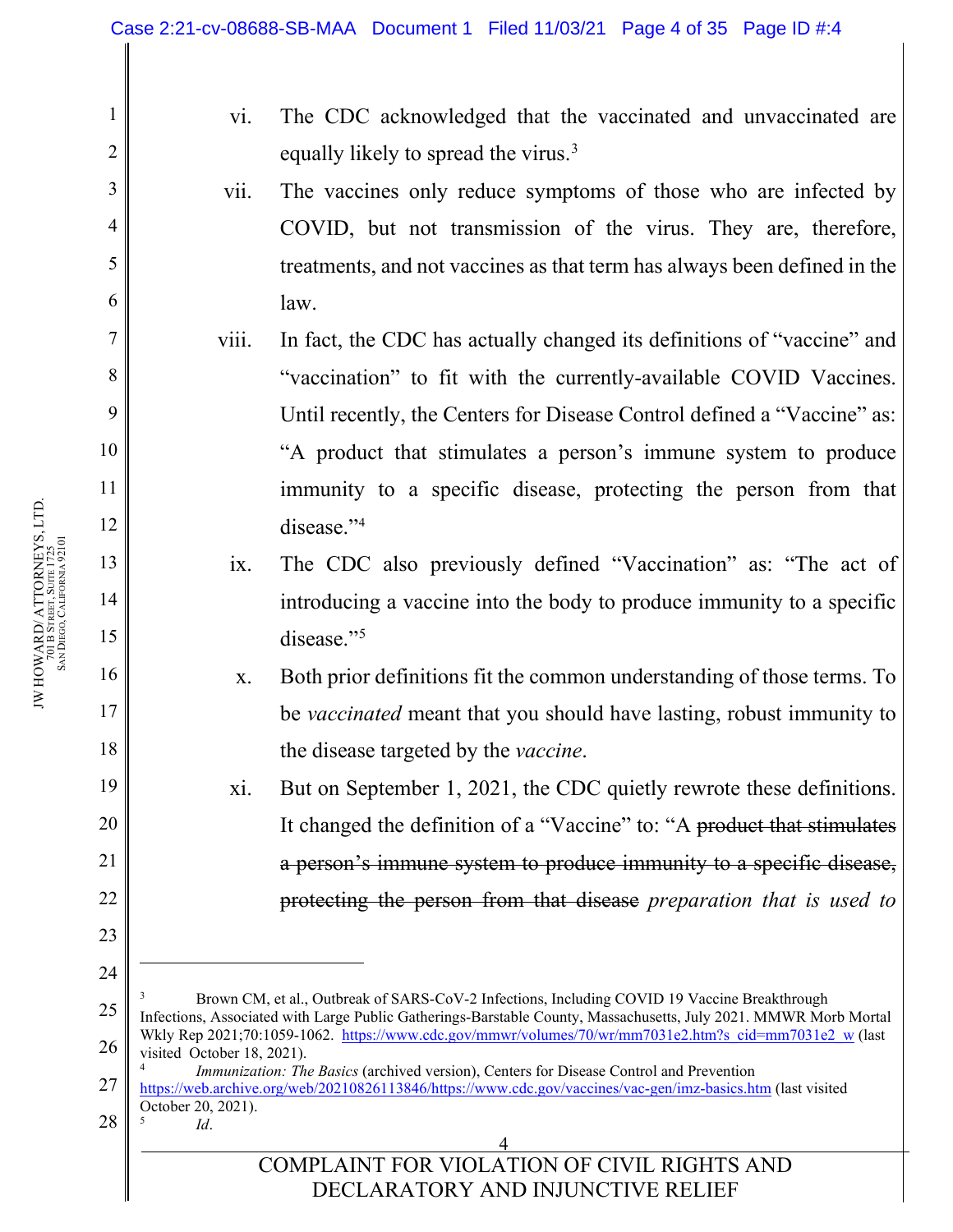vi. The CDC acknowledged that the vaccinated and unvaccinated are equally likely to spread the virus.[3]

vii. The vaccines only reduce symptoms of those who are infected by COVID, but not transmission of the virus. They are, therefore, treatments, and not vaccines as that term has always been defined in the law.

viii. In fact, the CDC has actually changed its definitions of "vaccine" and "vaccination" to fit with the currently-available COVID Vaccines. Until recently, the Centers for Disease Control defined a "Vaccine" as: "A product that stimulates a person's immune system to produce immunity to a specific disease, protecting the person from that disease."[4]

ix. The CDC also previously defined "Vaccination" as: "The act of introducing a vaccine into the body to produce immunity to a specific disease."[5]

x. Both prior definitions fit the common understanding of those terms. To be *vaccinated* meant that you should have lasting, robust immunity to the disease targeted by the *vaccine*.

xi. But on September 1, 2021, the CDC quietly rewrote these definitions. It changed the definition of a "Vaccine" to: "A ~~product that stimulates a person's immune system to produce immunity to a specific disease, protecting the person from that disease~~ *preparation that is used to*

---

[3] Brown CM, et al., Outbreak of SARS-CoV-2 Infections, Including COVID 19 Vaccine Breakthrough Infections, Associated with Large Public Gatherings-Barstable County, Massachusetts, July 2021. MMWR Morb Mortal Wkly Rep 2021;70:1059-1062. https://www.cdc.gov/mmwr/volumes/70/wr/mm7031e2.htm?s_cid=mm7031e2_w (last visited October 18, 2021).

[4] *Immunization: The Basics* (archived version), Centers for Disease Control and Prevention https://web.archive.org/web/20210826113846/https://www.cdc.gov/vaccines/vac-gen/imz-basics.htm (last visited October 20, 2021).

[5] *Id*.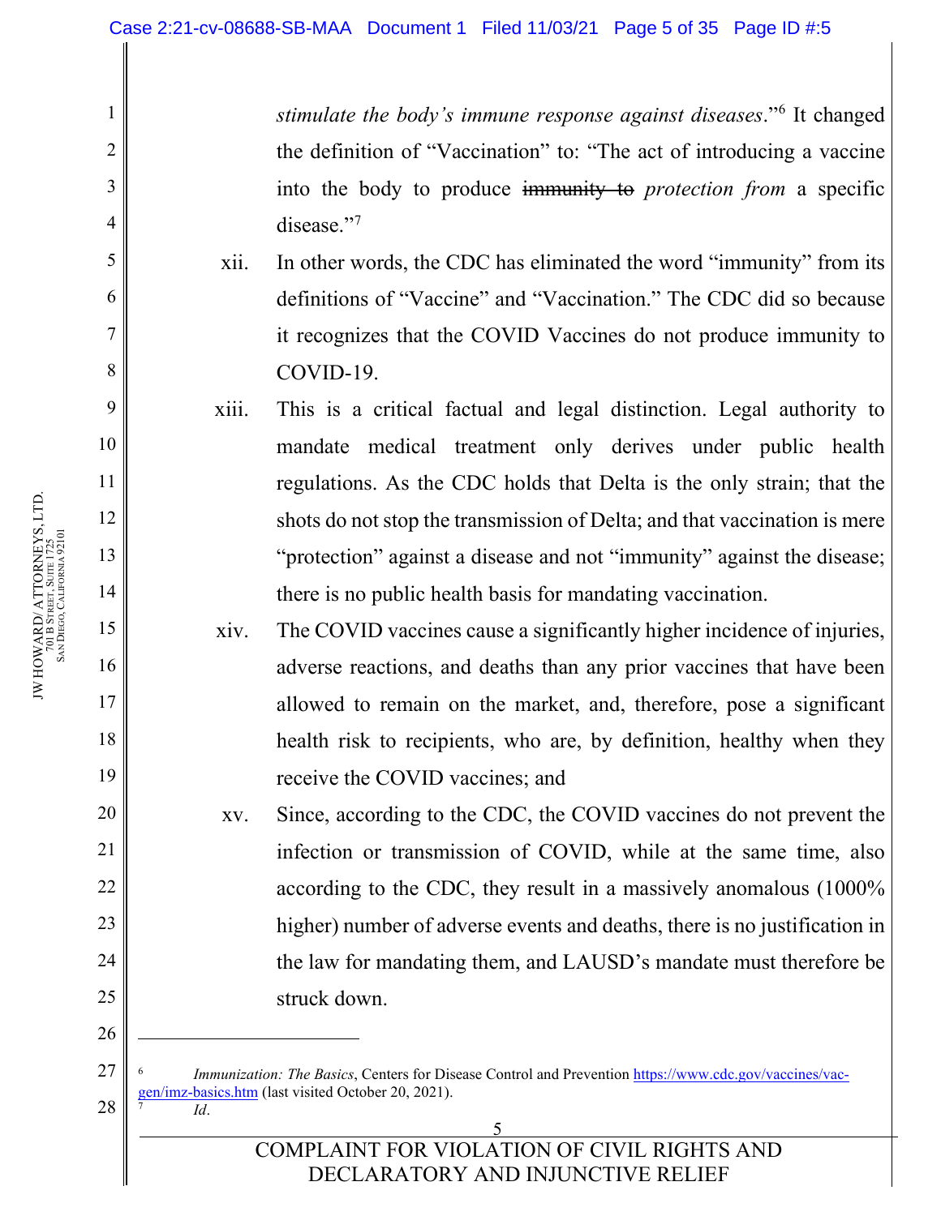*stimulate the body's immune response against diseases*."[6] It changed the definition of "Vaccination" to: "The act of introducing a vaccine into the body to produce ~~immunity to~~ *protection from* a specific disease."[7]

xii. In other words, the CDC has eliminated the word "immunity" from its definitions of "Vaccine" and "Vaccination." The CDC did so because it recognizes that the COVID Vaccines do not produce immunity to COVID-19.

xiii. This is a critical factual and legal distinction. Legal authority to mandate medical treatment only derives under public health regulations. As the CDC holds that Delta is the only strain; that the shots do not stop the transmission of Delta; and that vaccination is mere "protection" against a disease and not "immunity" against the disease; there is no public health basis for mandating vaccination.

xiv. The COVID vaccines cause a significantly higher incidence of injuries, adverse reactions, and deaths than any prior vaccines that have been allowed to remain on the market, and, therefore, pose a significant health risk to recipients, who are, by definition, healthy when they receive the COVID vaccines; and

xv. Since, according to the CDC, the COVID vaccines do not prevent the infection or transmission of COVID, while at the same time, also according to the CDC, they result in a massively anomalous (1000% higher) number of adverse events and deaths, there is no justification in the law for mandating them, and LAUSD's mandate must therefore be struck down.

---

[6] *Immunization: The Basics*, Centers for Disease Control and Prevention https://www.cdc.gov/vaccines/vac-gen/imz-basics.htm (last visited October 20, 2021).

[7] *Id*.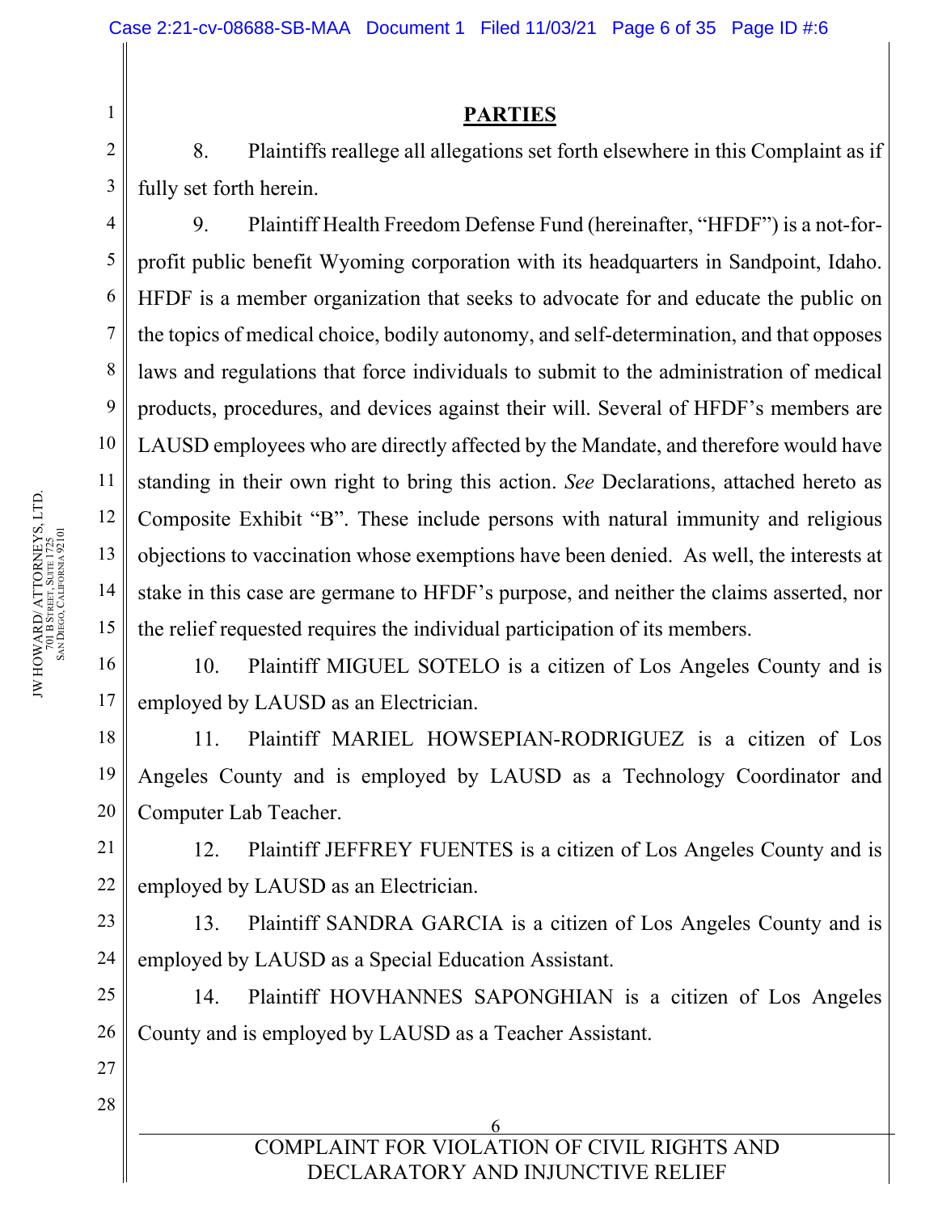## PARTIES

8. Plaintiffs reallege all allegations set forth elsewhere in this Complaint as if fully set forth herein.

9. Plaintiff Health Freedom Defense Fund (hereinafter, "HFDF") is a not-for-profit public benefit Wyoming corporation with its headquarters in Sandpoint, Idaho. HFDF is a member organization that seeks to advocate for and educate the public on the topics of medical choice, bodily autonomy, and self-determination, and that opposes laws and regulations that force individuals to submit to the administration of medical products, procedures, and devices against their will. Several of HFDF's members are LAUSD employees who are directly affected by the Mandate, and therefore would have standing in their own right to bring this action. *See* Declarations, attached hereto as Composite Exhibit "B". These include persons with natural immunity and religious objections to vaccination whose exemptions have been denied. As well, the interests at stake in this case are germane to HFDF's purpose, and neither the claims asserted, nor the relief requested requires the individual participation of its members.

10. Plaintiff MIGUEL SOTELO is a citizen of Los Angeles County and is employed by LAUSD as an Electrician.

11. Plaintiff MARIEL HOWSEPIAN-RODRIGUEZ is a citizen of Los Angeles County and is employed by LAUSD as a Technology Coordinator and Computer Lab Teacher.

12. Plaintiff JEFFREY FUENTES is a citizen of Los Angeles County and is employed by LAUSD as an Electrician.

13. Plaintiff SANDRA GARCIA is a citizen of Los Angeles County and is employed by LAUSD as a Special Education Assistant.

14. Plaintiff HOVHANNES SAPONGHIAN is a citizen of Los Angeles County and is employed by LAUSD as a Teacher Assistant.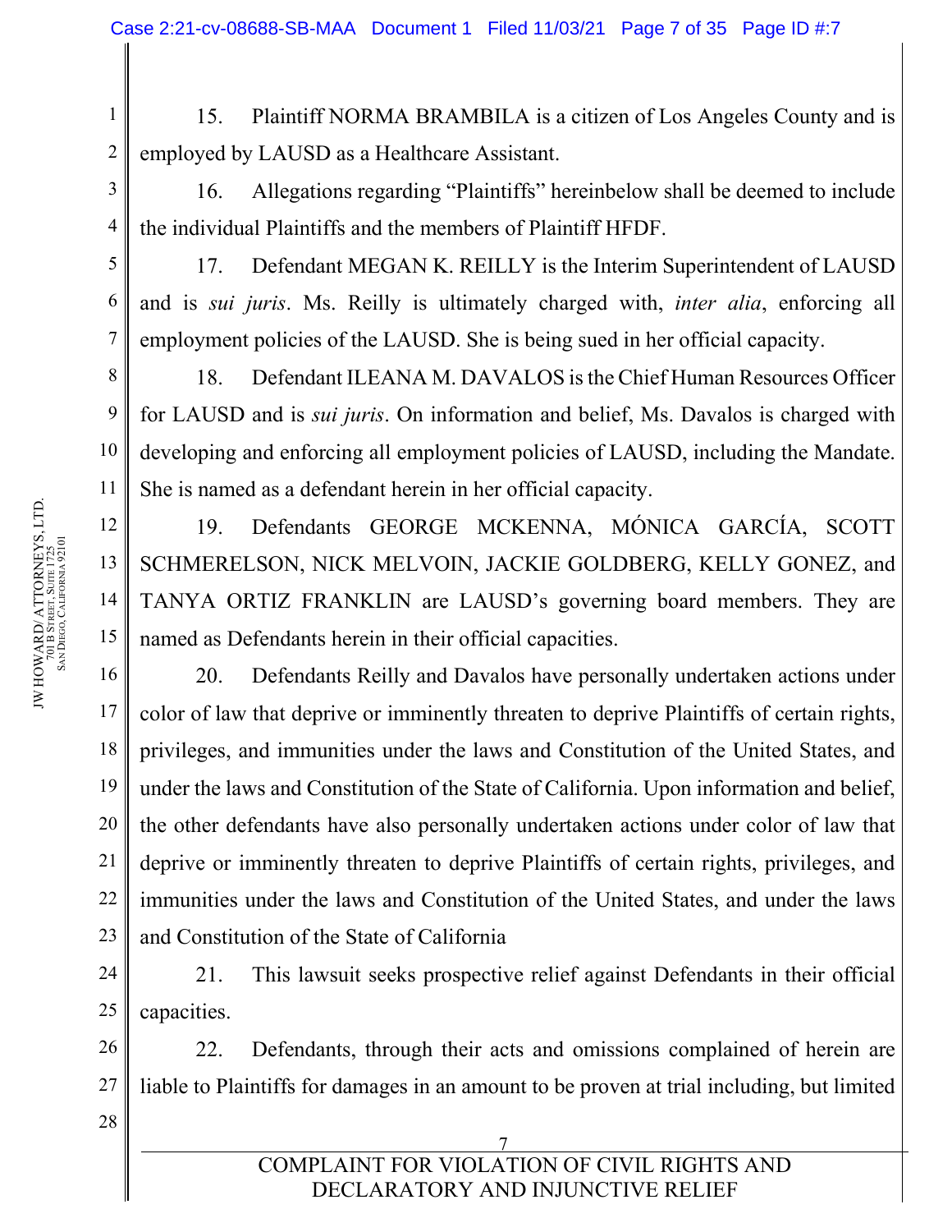15. Plaintiff NORMA BRAMBILA is a citizen of Los Angeles County and is employed by LAUSD as a Healthcare Assistant.

16. Allegations regarding "Plaintiffs" hereinbelow shall be deemed to include the individual Plaintiffs and the members of Plaintiff HFDF.

17. Defendant MEGAN K. REILLY is the Interim Superintendent of LAUSD and is *sui juris*. Ms. Reilly is ultimately charged with, *inter alia*, enforcing all employment policies of the LAUSD. She is being sued in her official capacity.

18. Defendant ILEANA M. DAVALOS is the Chief Human Resources Officer for LAUSD and is *sui juris*. On information and belief, Ms. Davalos is charged with developing and enforcing all employment policies of LAUSD, including the Mandate. She is named as a defendant herein in her official capacity.

19. Defendants GEORGE MCKENNA, MÓNICA GARCÍA, SCOTT SCHMERELSON, NICK MELVOIN, JACKIE GOLDBERG, KELLY GONEZ, and TANYA ORTIZ FRANKLIN are LAUSD's governing board members. They are named as Defendants herein in their official capacities.

20. Defendants Reilly and Davalos have personally undertaken actions under color of law that deprive or imminently threaten to deprive Plaintiffs of certain rights, privileges, and immunities under the laws and Constitution of the United States, and under the laws and Constitution of the State of California. Upon information and belief, the other defendants have also personally undertaken actions under color of law that deprive or imminently threaten to deprive Plaintiffs of certain rights, privileges, and immunities under the laws and Constitution of the United States, and under the laws and Constitution of the State of California

21. This lawsuit seeks prospective relief against Defendants in their official capacities.

22. Defendants, through their acts and omissions complained of herein are liable to Plaintiffs for damages in an amount to be proven at trial including, but limited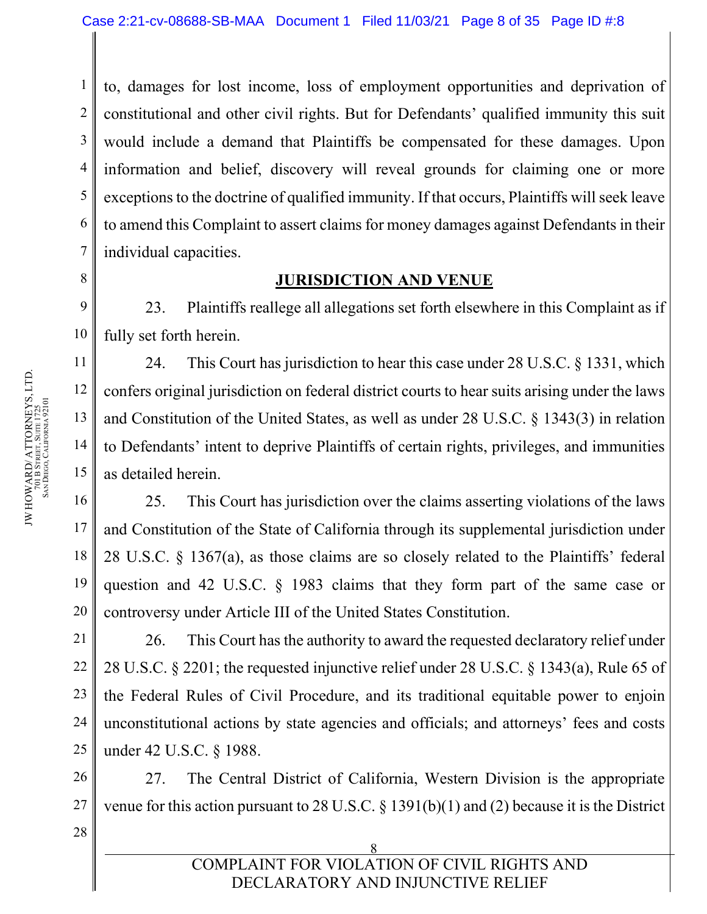to, damages for lost income, loss of employment opportunities and deprivation of constitutional and other civil rights. But for Defendants' qualified immunity this suit would include a demand that Plaintiffs be compensated for these damages. Upon information and belief, discovery will reveal grounds for claiming one or more exceptions to the doctrine of qualified immunity. If that occurs, Plaintiffs will seek leave to amend this Complaint to assert claims for money damages against Defendants in their individual capacities.

## JURISDICTION AND VENUE

23. Plaintiffs reallege all allegations set forth elsewhere in this Complaint as if fully set forth herein.

24. This Court has jurisdiction to hear this case under 28 U.S.C. § 1331, which confers original jurisdiction on federal district courts to hear suits arising under the laws and Constitution of the United States, as well as under 28 U.S.C. § 1343(3) in relation to Defendants' intent to deprive Plaintiffs of certain rights, privileges, and immunities as detailed herein.

25. This Court has jurisdiction over the claims asserting violations of the laws and Constitution of the State of California through its supplemental jurisdiction under 28 U.S.C. § 1367(a), as those claims are so closely related to the Plaintiffs' federal question and 42 U.S.C. § 1983 claims that they form part of the same case or controversy under Article III of the United States Constitution.

26. This Court has the authority to award the requested declaratory relief under 28 U.S.C. § 2201; the requested injunctive relief under 28 U.S.C. § 1343(a), Rule 65 of the Federal Rules of Civil Procedure, and its traditional equitable power to enjoin unconstitutional actions by state agencies and officials; and attorneys' fees and costs under 42 U.S.C. § 1988.

27. The Central District of California, Western Division is the appropriate venue for this action pursuant to 28 U.S.C. § 1391(b)(1) and (2) because it is the District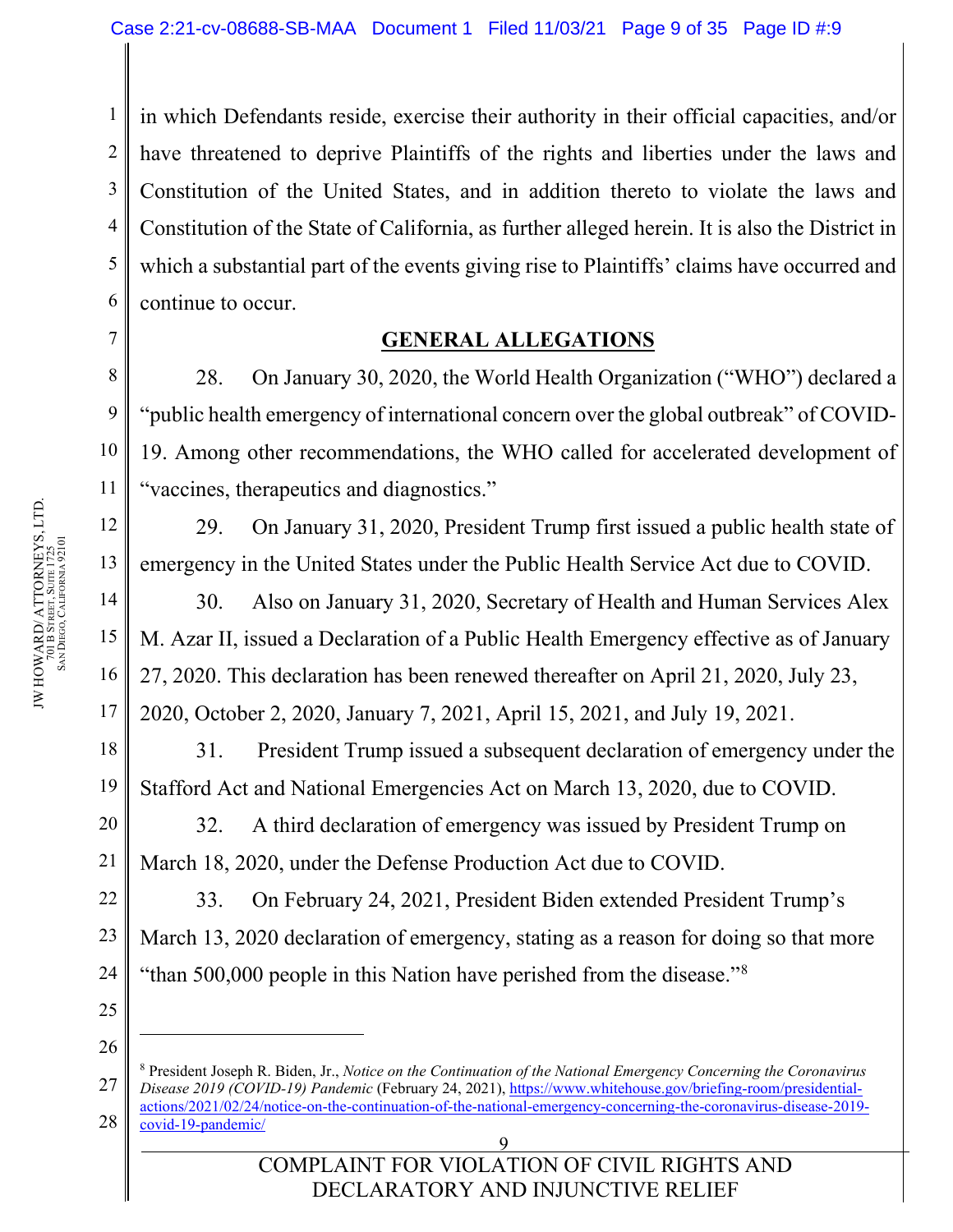in which Defendants reside, exercise their authority in their official capacities, and/or have threatened to deprive Plaintiffs of the rights and liberties under the laws and Constitution of the United States, and in addition thereto to violate the laws and Constitution of the State of California, as further alleged herein. It is also the District in which a substantial part of the events giving rise to Plaintiffs' claims have occurred and continue to occur.

## GENERAL ALLEGATIONS

28. On January 30, 2020, the World Health Organization ("WHO") declared a "public health emergency of international concern over the global outbreak" of COVID-19. Among other recommendations, the WHO called for accelerated development of "vaccines, therapeutics and diagnostics."

29. On January 31, 2020, President Trump first issued a public health state of emergency in the United States under the Public Health Service Act due to COVID.

30. Also on January 31, 2020, Secretary of Health and Human Services Alex M. Azar II, issued a Declaration of a Public Health Emergency effective as of January 27, 2020. This declaration has been renewed thereafter on April 21, 2020, July 23, 2020, October 2, 2020, January 7, 2021, April 15, 2021, and July 19, 2021.

31. President Trump issued a subsequent declaration of emergency under the Stafford Act and National Emergencies Act on March 13, 2020, due to COVID.

32. A third declaration of emergency was issued by President Trump on March 18, 2020, under the Defense Production Act due to COVID.

33. On February 24, 2021, President Biden extended President Trump's March 13, 2020 declaration of emergency, stating as a reason for doing so that more "than 500,000 people in this Nation have perished from the disease."[8]

---

[8] President Joseph R. Biden, Jr., *Notice on the Continuation of the National Emergency Concerning the Coronavirus Disease 2019 (COVID-19) Pandemic* (February 24, 2021), https://www.whitehouse.gov/briefing-room/presidential-actions/2021/02/24/notice-on-the-continuation-of-the-national-emergency-concerning-the-coronavirus-disease-2019-covid-19-pandemic/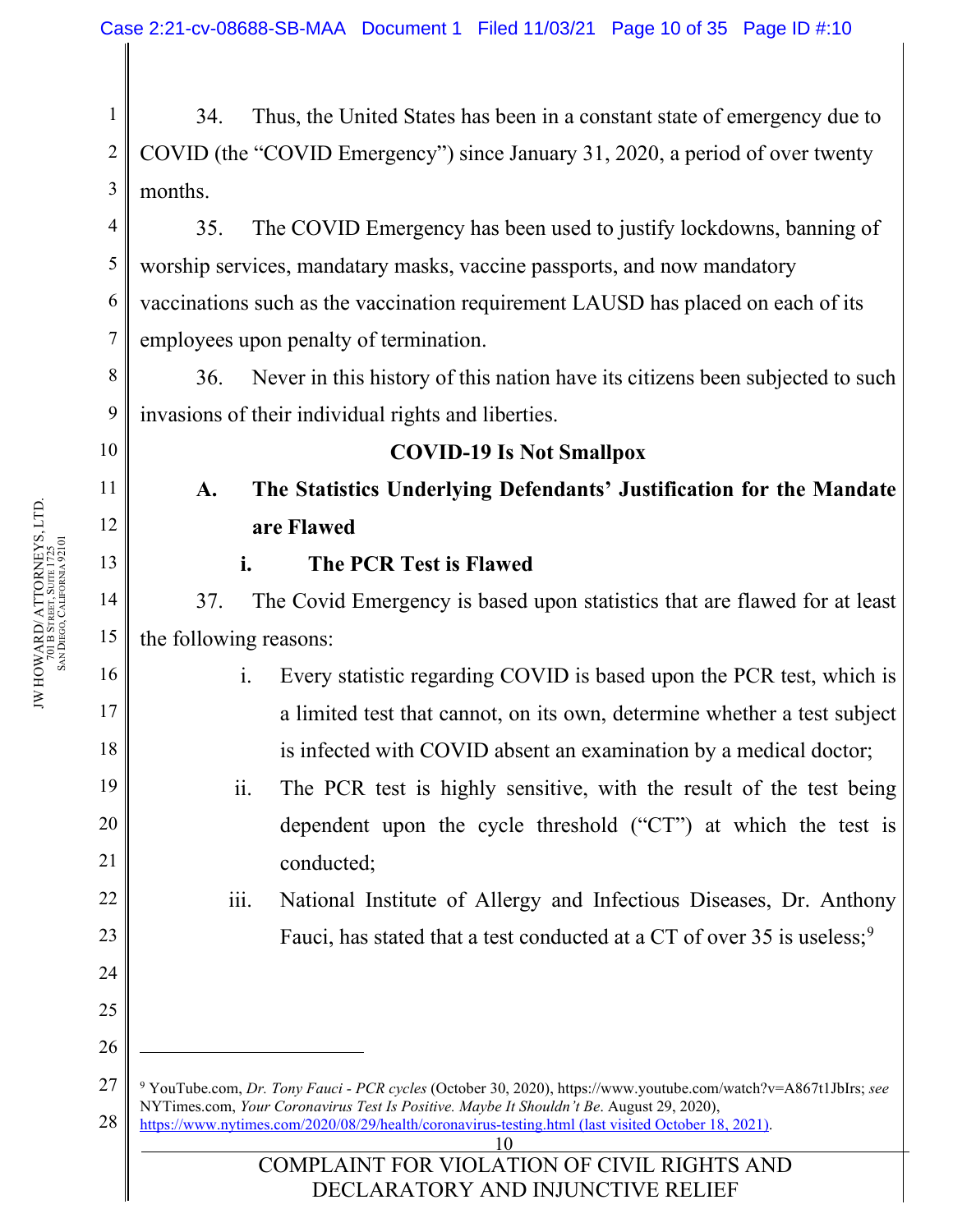34. Thus, the United States has been in a constant state of emergency due to COVID (the "COVID Emergency") since January 31, 2020, a period of over twenty months.

35. The COVID Emergency has been used to justify lockdowns, banning of worship services, mandatary masks, vaccine passports, and now mandatory vaccinations such as the vaccination requirement LAUSD has placed on each of its employees upon penalty of termination.

36. Never in this history of this nation have its citizens been subjected to such invasions of their individual rights and liberties.

**COVID-19 Is Not Smallpox**

**A. The Statistics Underlying Defendants' Justification for the Mandate are Flawed**

**i. The PCR Test is Flawed**

37. The Covid Emergency is based upon statistics that are flawed for at least the following reasons:

i. Every statistic regarding COVID is based upon the PCR test, which is a limited test that cannot, on its own, determine whether a test subject is infected with COVID absent an examination by a medical doctor;

ii. The PCR test is highly sensitive, with the result of the test being dependent upon the cycle threshold ("CT") at which the test is conducted;

iii. National Institute of Allergy and Infectious Diseases, Dr. Anthony Fauci, has stated that a test conducted at a CT of over 35 is useless;[9]

---

[9] YouTube.com, *Dr. Tony Fauci - PCR cycles* (October 30, 2020), https://www.youtube.com/watch?v=A867t1JbIrs; *see* NYTimes.com, *Your Coronavirus Test Is Positive. Maybe It Shouldn't Be*. August 29, 2020), https://www.nytimes.com/2020/08/29/health/coronavirus-testing.html (last visited October 18, 2021).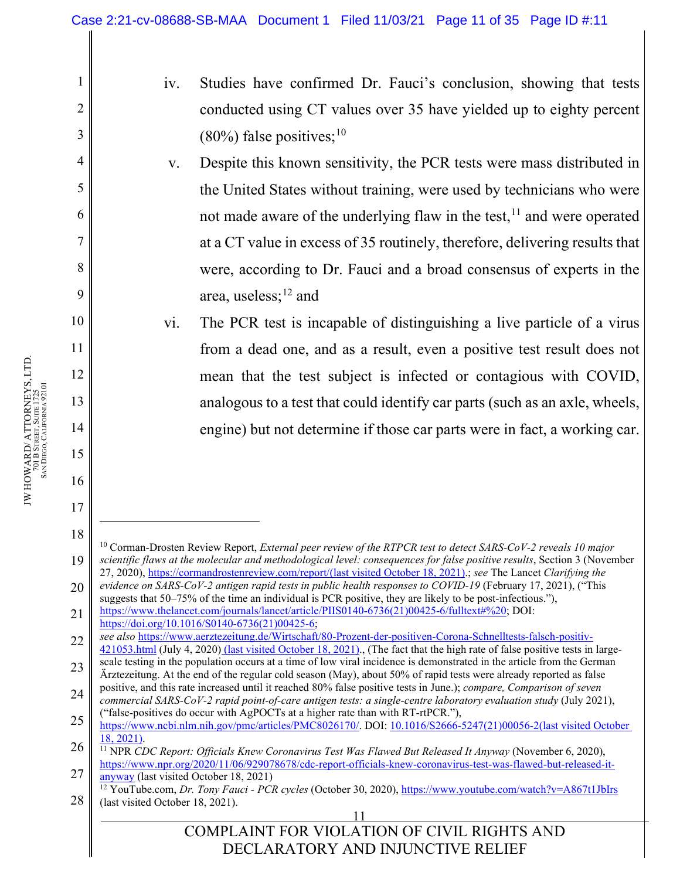iv. Studies have confirmed Dr. Fauci's conclusion, showing that tests conducted using CT values over 35 have yielded up to eighty percent (80%) false positives;[10]

v. Despite this known sensitivity, the PCR tests were mass distributed in the United States without training, were used by technicians who were not made aware of the underlying flaw in the test,[11] and were operated at a CT value in excess of 35 routinely, therefore, delivering results that were, according to Dr. Fauci and a broad consensus of experts in the area, useless;[12] and

vi. The PCR test is incapable of distinguishing a live particle of a virus from a dead one, and as a result, even a positive test result does not mean that the test subject is infected or contagious with COVID, analogous to a test that could identify car parts (such as an axle, wheels, engine) but not determine if those car parts were in fact, a working car.

---

[10] Corman-Drosten Review Report, *External peer review of the RTPCR test to detect SARS-CoV-2 reveals 10 major scientific flaws at the molecular and methodological level: consequences for false positive results*, Section 3 (November 27, 2020), https://cormandrostenreview.com/report/(last visited October 18, 2021).; *see* The Lancet *Clarifying the evidence on SARS-CoV-2 antigen rapid tests in public health responses to COVID-19* (February 17, 2021), ("This suggests that 50–75% of the time an individual is PCR positive, they are likely to be post-infectious."), https://www.thelancet.com/journals/lancet/article/PIIS0140-6736(21)00425-6/fulltext#%20; DOI: https://doi.org/10.1016/S0140-6736(21)00425-6; *see also* https://www.aerztezeitung.de/Wirtschaft/80-Prozent-der-positiven-Corona-Schnelltests-falsch-positiv-421053.html (July 4, 2020) (last visited October 18, 2021)., (The fact that the high rate of false positive tests in large-scale testing in the population occurs at a time of low viral incidence is demonstrated in the article from the German Ärztezeitung. At the end of the regular cold season (May), about 50% of rapid tests were already reported as false positive, and this rate increased until it reached 80% false positive tests in June.); *compare, Comparison of seven commercial SARS-CoV-2 rapid point-of-care antigen tests: a single-centre laboratory evaluation study* (July 2021), ("false-positives do occur with AgPOCTs at a higher rate than with RT-rtPCR."), https://www.ncbi.nlm.nih.gov/pmc/articles/PMC8026170/. DOI: 10.1016/S2666-5247(21)00056-2(last visited October 18, 2021).

[11] NPR *CDC Report: Officials Knew Coronavirus Test Was Flawed But Released It Anyway* (November 6, 2020), https://www.npr.org/2020/11/06/929078678/cdc-report-officials-knew-coronavirus-test-was-flawed-but-released-it-anyway (last visited October 18, 2021)

[12] YouTube.com, *Dr. Tony Fauci - PCR cycles* (October 30, 2020), https://www.youtube.com/watch?v=A867t1JbIrs (last visited October 18, 2021).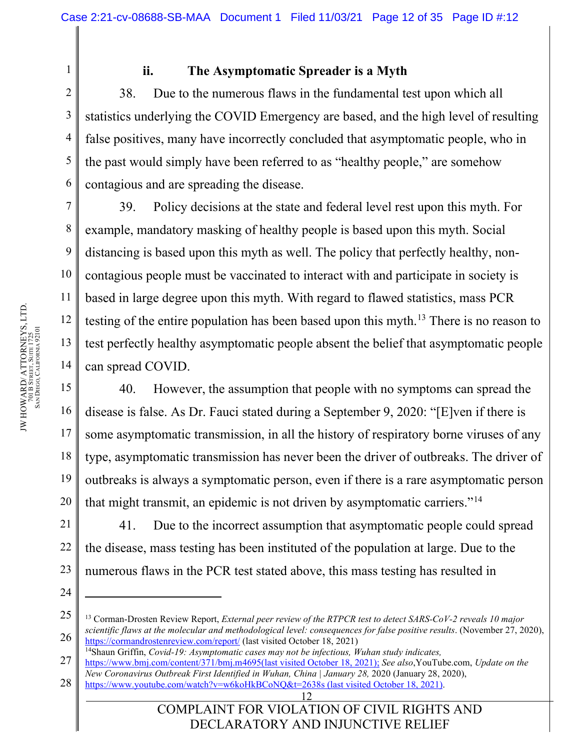### ii. The Asymptomatic Spreader is a Myth

38. Due to the numerous flaws in the fundamental test upon which all statistics underlying the COVID Emergency are based, and the high level of resulting false positives, many have incorrectly concluded that asymptomatic people, who in the past would simply have been referred to as "healthy people," are somehow contagious and are spreading the disease.

39. Policy decisions at the state and federal level rest upon this myth. For example, mandatory masking of healthy people is based upon this myth. Social distancing is based upon this myth as well. The policy that perfectly healthy, non-contagious people must be vaccinated to interact with and participate in society is based in large degree upon this myth. With regard to flawed statistics, mass PCR testing of the entire population has been based upon this myth.[13] There is no reason to test perfectly healthy asymptomatic people absent the belief that asymptomatic people can spread COVID.

40. However, the assumption that people with no symptoms can spread the disease is false. As Dr. Fauci stated during a September 9, 2020: "[E]ven if there is some asymptomatic transmission, in all the history of respiratory borne viruses of any type, asymptomatic transmission has never been the driver of outbreaks. The driver of outbreaks is always a symptomatic person, even if there is a rare asymptomatic person that might transmit, an epidemic is not driven by asymptomatic carriers."[14]

41. Due to the incorrect assumption that asymptomatic people could spread the disease, mass testing has been instituted of the population at large. Due to the numerous flaws in the PCR test stated above, this mass testing has resulted in

---

[13] Corman-Drosten Review Report, *External peer review of the RTPCR test to detect SARS-CoV-2 reveals 10 major scientific flaws at the molecular and methodological level: consequences for false positive results*. (November 27, 2020), https://cormandrostenreview.com/report/ (last visited October 18, 2021)

[14] Shaun Griffin, *Covid-19: Asymptomatic cases may not be infectious, Wuhan study indicates,* https://www.bmj.com/content/371/bmj.m4695(last visited October 18, 2021); *See also*,YouTube.com, *Update on the New Coronavirus Outbreak First Identified in Wuhan, China | January 28,* 2020 (January 28, 2020), https://www.youtube.com/watch?v=w6koHkBCoNQ&t=2638s (last visited October 18, 2021).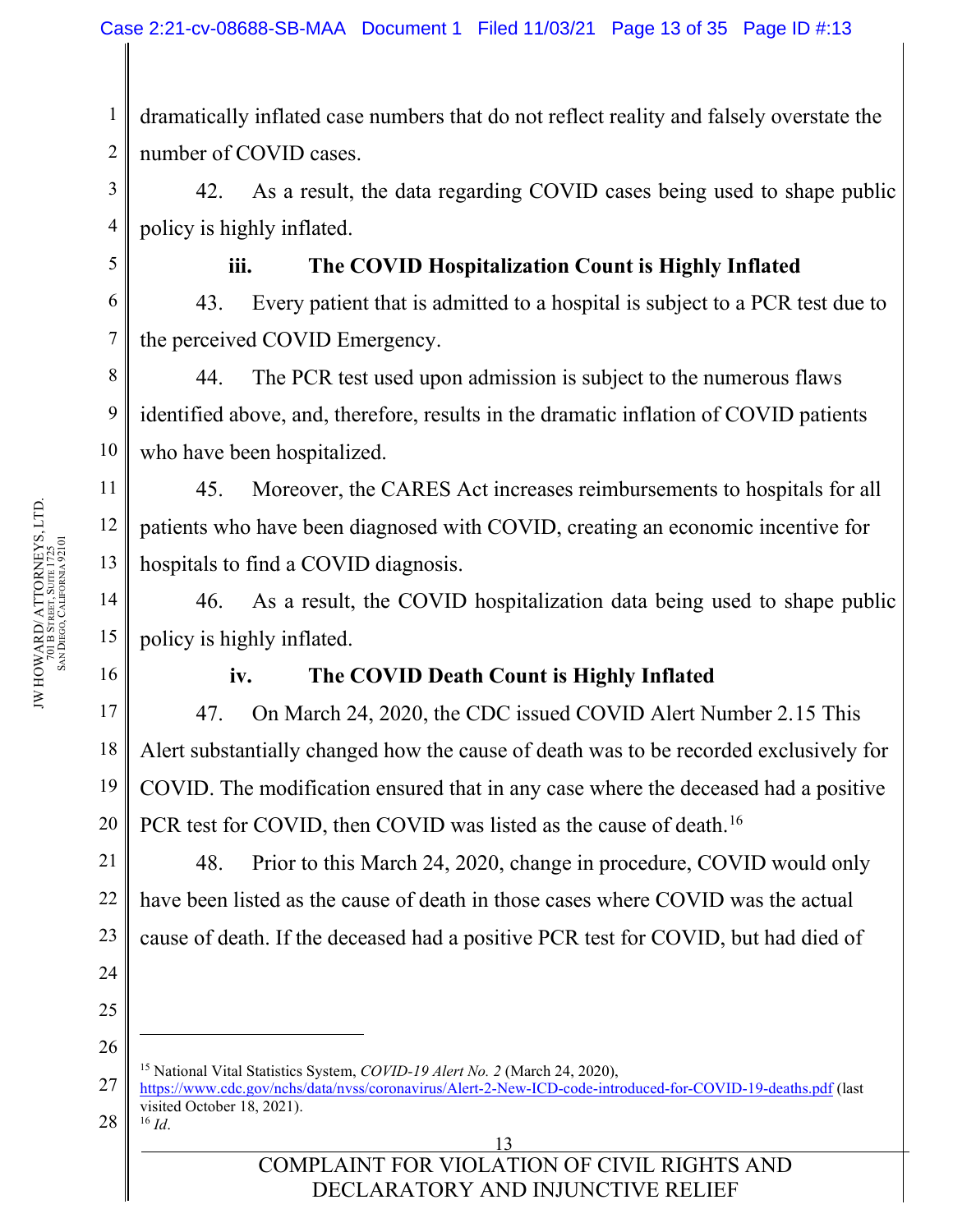dramatically inflated case numbers that do not reflect reality and falsely overstate the number of COVID cases.

42. As a result, the data regarding COVID cases being used to shape public policy is highly inflated.

### iii. The COVID Hospitalization Count is Highly Inflated

43. Every patient that is admitted to a hospital is subject to a PCR test due to the perceived COVID Emergency.

44. The PCR test used upon admission is subject to the numerous flaws identified above, and, therefore, results in the dramatic inflation of COVID patients who have been hospitalized.

45. Moreover, the CARES Act increases reimbursements to hospitals for all patients who have been diagnosed with COVID, creating an economic incentive for hospitals to find a COVID diagnosis.

46. As a result, the COVID hospitalization data being used to shape public policy is highly inflated.

### iv. The COVID Death Count is Highly Inflated

47. On March 24, 2020, the CDC issued COVID Alert Number 2.[15] This Alert substantially changed how the cause of death was to be recorded exclusively for COVID. The modification ensured that in any case where the deceased had a positive PCR test for COVID, then COVID was listed as the cause of death.[16]

48. Prior to this March 24, 2020, change in procedure, COVID would only have been listed as the cause of death in those cases where COVID was the actual cause of death. If the deceased had a positive PCR test for COVID, but had died of

---

[15] National Vital Statistics System, *COVID-19 Alert No. 2* (March 24, 2020), https://www.cdc.gov/nchs/data/nvss/coronavirus/Alert-2-New-ICD-code-introduced-for-COVID-19-deaths.pdf (last visited October 18, 2021).

[16] *Id.*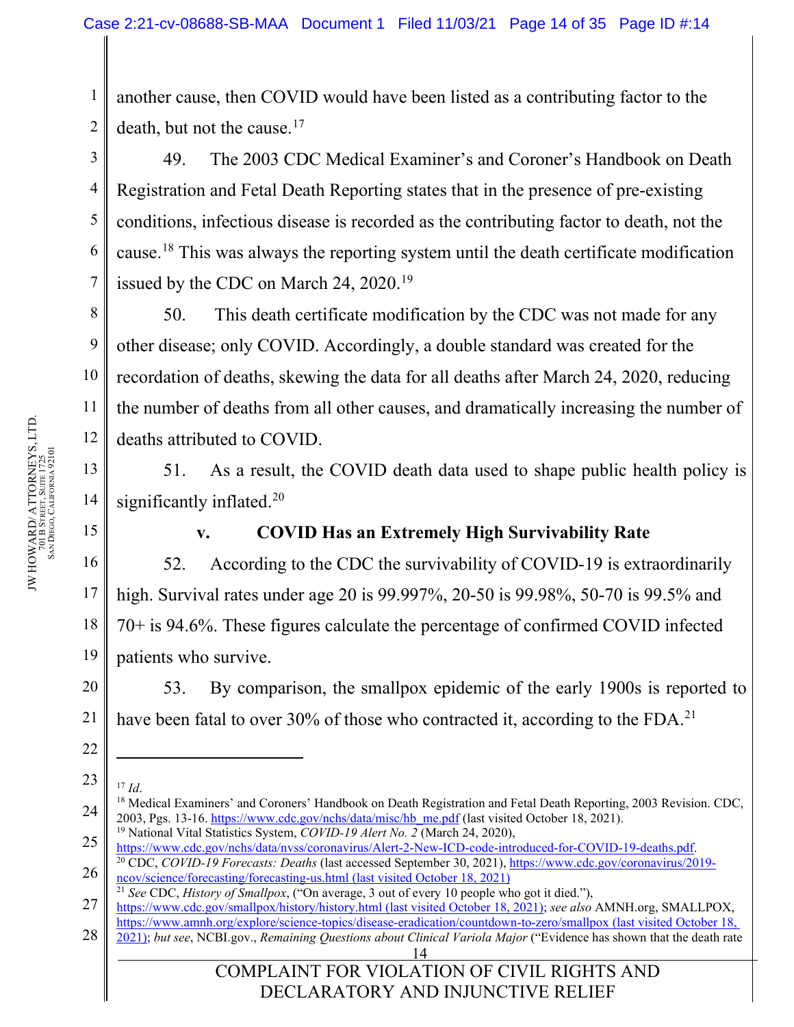another cause, then COVID would have been listed as a contributing factor to the death, but not the cause.[17]

49. The 2003 CDC Medical Examiner's and Coroner's Handbook on Death Registration and Fetal Death Reporting states that in the presence of pre-existing conditions, infectious disease is recorded as the contributing factor to death, not the cause.[18] This was always the reporting system until the death certificate modification issued by the CDC on March 24, 2020.[19]

50. This death certificate modification by the CDC was not made for any other disease; only COVID. Accordingly, a double standard was created for the recordation of deaths, skewing the data for all deaths after March 24, 2020, reducing the number of deaths from all other causes, and dramatically increasing the number of deaths attributed to COVID.

51. As a result, the COVID death data used to shape public health policy is significantly inflated.[20]

### v. COVID Has an Extremely High Survivability Rate

52. According to the CDC the survivability of COVID-19 is extraordinarily high. Survival rates under age 20 is 99.997%, 20-50 is 99.98%, 50-70 is 99.5% and 70+ is 94.6%. These figures calculate the percentage of confirmed COVID infected patients who survive.

53. By comparison, the smallpox epidemic of the early 1900s is reported to have been fatal to over 30% of those who contracted it, according to the FDA.[21]

---

[17] *Id*.

[18] Medical Examiners' and Coroners' Handbook on Death Registration and Fetal Death Reporting, 2003 Revision. CDC, 2003, Pgs. 13-16. https://www.cdc.gov/nchs/data/misc/hb_me.pdf (last visited October 18, 2021).

[19] National Vital Statistics System, *COVID-19 Alert No. 2* (March 24, 2020), https://www.cdc.gov/nchs/data/nvss/coronavirus/Alert-2-New-ICD-code-introduced-for-COVID-19-deaths.pdf.

[20] CDC, *COVID-19 Forecasts: Deaths* (last accessed September 30, 2021), https://www.cdc.gov/coronavirus/2019-ncov/science/forecasting/forecasting-us.html (last visited October 18, 2021)

[21] *See* CDC, *History of Smallpox*, ("On average, 3 out of every 10 people who got it died."), https://www.cdc.gov/smallpox/history/history.html (last visited October 18, 2021); *see also* AMNH.org, SMALLPOX, https://www.amnh.org/explore/science-topics/disease-eradication/countdown-to-zero/smallpox (last visited October 18, 2021); *but see*, NCBI.gov., *Remaining Questions about Clinical Variola Major* ("Evidence has shown that the death rate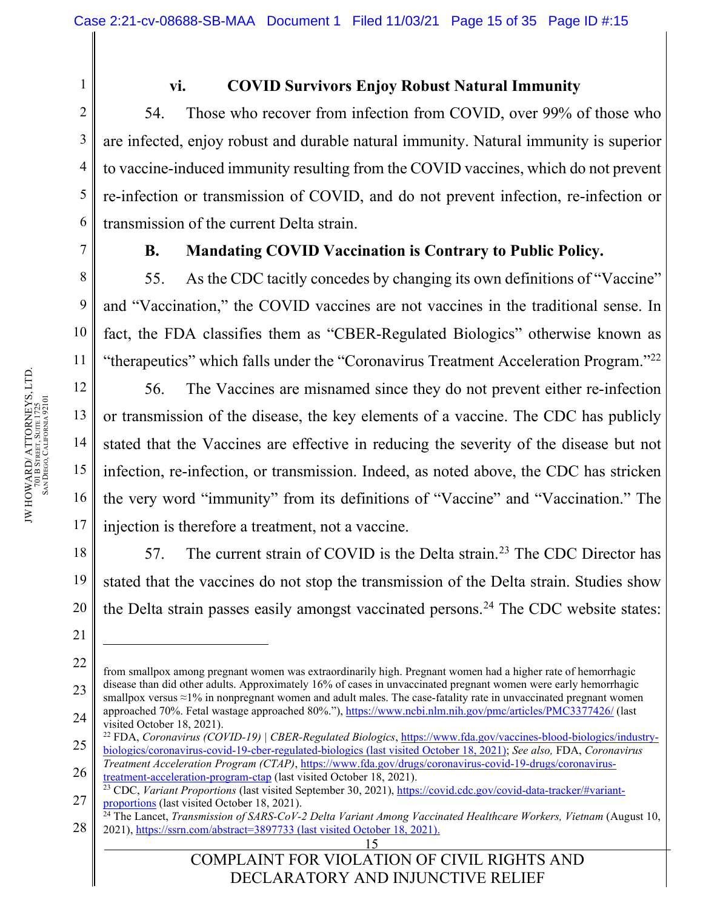### vi. COVID Survivors Enjoy Robust Natural Immunity

54. Those who recover from infection from COVID, over 99% of those who are infected, enjoy robust and durable natural immunity. Natural immunity is superior to vaccine-induced immunity resulting from the COVID vaccines, which do not prevent re-infection or transmission of COVID, and do not prevent infection, re-infection or transmission of the current Delta strain.

### B. Mandating COVID Vaccination is Contrary to Public Policy.

55. As the CDC tacitly concedes by changing its own definitions of "Vaccine" and "Vaccination," the COVID vaccines are not vaccines in the traditional sense. In fact, the FDA classifies them as "CBER-Regulated Biologics" otherwise known as "therapeutics" which falls under the "Coronavirus Treatment Acceleration Program."[22]

56. The Vaccines are misnamed since they do not prevent either re-infection or transmission of the disease, the key elements of a vaccine. The CDC has publicly stated that the Vaccines are effective in reducing the severity of the disease but not infection, re-infection, or transmission. Indeed, as noted above, the CDC has stricken the very word "immunity" from its definitions of "Vaccine" and "Vaccination." The injection is therefore a treatment, not a vaccine.

57. The current strain of COVID is the Delta strain.[23] The CDC Director has stated that the vaccines do not stop the transmission of the Delta strain. Studies show the Delta strain passes easily amongst vaccinated persons.[24] The CDC website states:

---

from smallpox among pregnant women was extraordinarily high. Pregnant women had a higher rate of hemorrhagic disease than did other adults. Approximately 16% of cases in unvaccinated pregnant women were early hemorrhagic smallpox versus ≈1% in nonpregnant women and adult males. The case-fatality rate in unvaccinated pregnant women approached 70%. Fetal wastage approached 80%."), https://www.ncbi.nlm.nih.gov/pmc/articles/PMC3377426/ (last visited October 18, 2021).

[22] FDA, *Coronavirus (COVID-19) | CBER-Regulated Biologics*, https://www.fda.gov/vaccines-blood-biologics/industry-biologics/coronavirus-covid-19-cber-regulated-biologics (last visited October 18, 2021); *See also,* FDA, *Coronavirus Treatment Acceleration Program (CTAP)*, https://www.fda.gov/drugs/coronavirus-covid-19-drugs/coronavirus-treatment-acceleration-program-ctap (last visited October 18, 2021).

[23] CDC, *Variant Proportions* (last visited September 30, 2021), https://covid.cdc.gov/covid-data-tracker/#variant-proportions (last visited October 18, 2021).

[24] The Lancet, *Transmission of SARS-CoV-2 Delta Variant Among Vaccinated Healthcare Workers, Vietnam* (August 10, 2021), https://ssrn.com/abstract=3897733 (last visited October 18, 2021).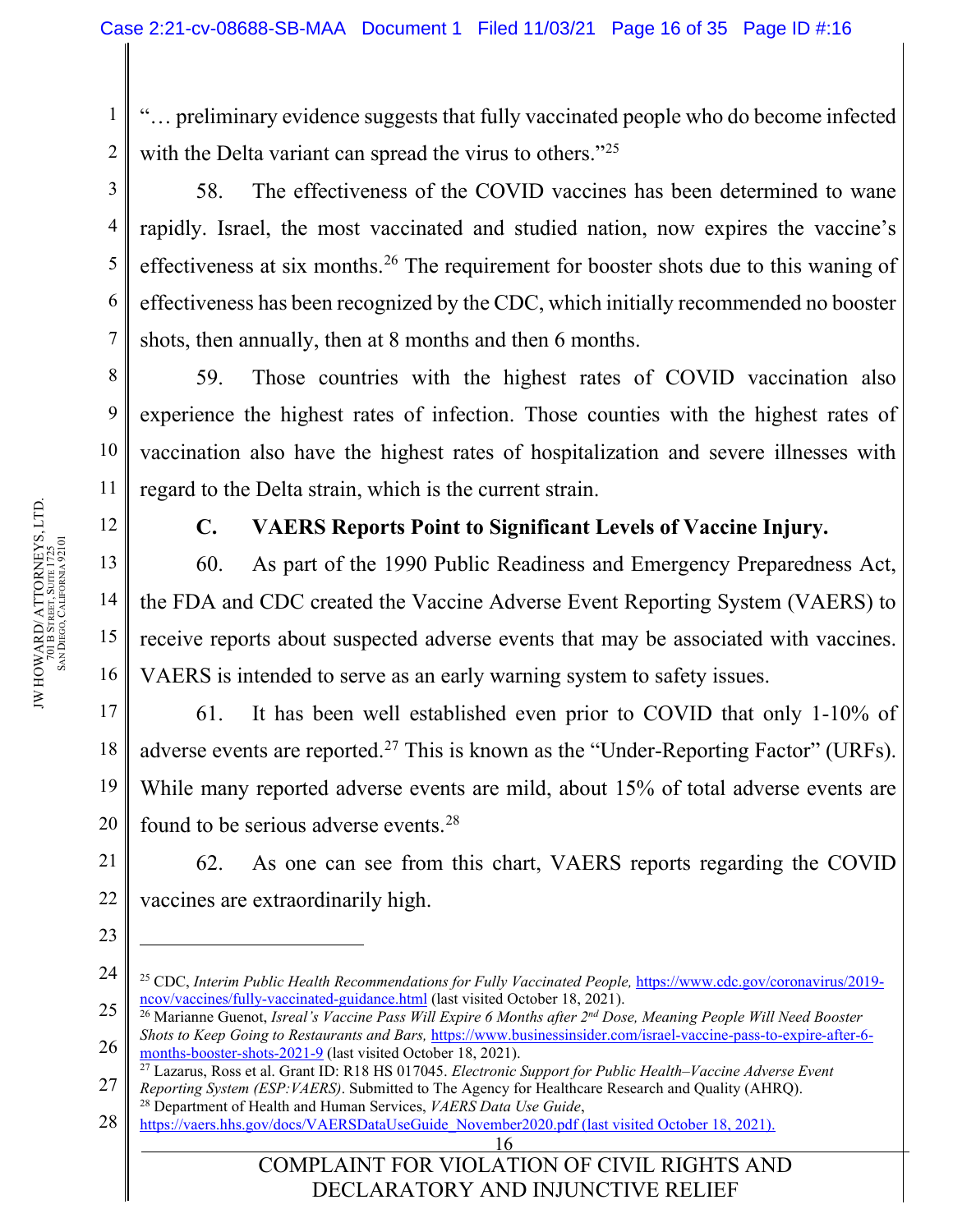"… preliminary evidence suggests that fully vaccinated people who do become infected with the Delta variant can spread the virus to others."[25]

58. The effectiveness of the COVID vaccines has been determined to wane rapidly. Israel, the most vaccinated and studied nation, now expires the vaccine's effectiveness at six months.[26] The requirement for booster shots due to this waning of effectiveness has been recognized by the CDC, which initially recommended no booster shots, then annually, then at 8 months and then 6 months.

59. Those countries with the highest rates of COVID vaccination also experience the highest rates of infection. Those counties with the highest rates of vaccination also have the highest rates of hospitalization and severe illnesses with regard to the Delta strain, which is the current strain.

### C. VAERS Reports Point to Significant Levels of Vaccine Injury.

60. As part of the 1990 Public Readiness and Emergency Preparedness Act, the FDA and CDC created the Vaccine Adverse Event Reporting System (VAERS) to receive reports about suspected adverse events that may be associated with vaccines. VAERS is intended to serve as an early warning system to safety issues.

61. It has been well established even prior to COVID that only 1-10% of adverse events are reported.[27] This is known as the "Under-Reporting Factor" (URFs). While many reported adverse events are mild, about 15% of total adverse events are found to be serious adverse events.[28]

62. As one can see from this chart, VAERS reports regarding the COVID vaccines are extraordinarily high.

---

[25] CDC, *Interim Public Health Recommendations for Fully Vaccinated People,* https://www.cdc.gov/coronavirus/2019-ncov/vaccines/fully-vaccinated-guidance.html (last visited October 18, 2021).

[26] Marianne Guenot, *Isreal's Vaccine Pass Will Expire 6 Months after 2nd Dose, Meaning People Will Need Booster Shots to Keep Going to Restaurants and Bars,* https://www.businessinsider.com/israel-vaccine-pass-to-expire-after-6-months-booster-shots-2021-9 (last visited October 18, 2021).

[27] Lazarus, Ross et al. Grant ID: R18 HS 017045. *Electronic Support for Public Health–Vaccine Adverse Event Reporting System (ESP:VAERS)*. Submitted to The Agency for Healthcare Research and Quality (AHRQ).

[28] Department of Health and Human Services, *VAERS Data Use Guide*, https://vaers.hhs.gov/docs/VAERSDataUseGuide_November2020.pdf (last visited October 18, 2021).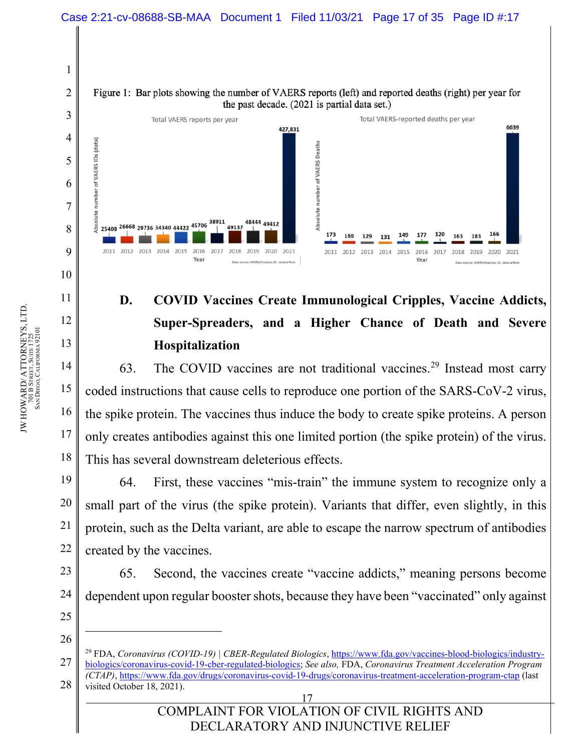Figure 1: Bar plots showing the number of VAERS reports (left) and reported deaths (right) per year for the past decade. (2021 is partial data set.)

Total VAERS reports per year

| Year | 2011 | 2012 | 2013 | 2014 | 2015 | 2016 | 2017 | 2018 | 2019 | 2020 | 2021 |
|---|---|---|---|---|---|---|---|---|---|---|---|
| Absolute number of VAERS IDs (data) | 25408 | 26668 | 29736 | 34340 | 44422 | 45706 | 38911 | 49137 | 48444 | 49412 | 427,831 |

Data source: VAERS/Analysis: Dr. Jessica Rose

Total VAERS-reported deaths per year

| Year | 2011 | 2012 | 2013 | 2014 | 2015 | 2016 | 2017 | 2018 | 2019 | 2020 | 2021 |
|---|---|---|---|---|---|---|---|---|---|---|---|
| Absolute number of VAERS Deaths | 173 | 166 | 129 | 131 | 149 | 177 | 120 | 163 | 183 | 166 | 6639 |

Data source: VAERS/Analysis: Dr. Jessica Rose

### D. COVID Vaccines Create Immunological Cripples, Vaccine Addicts, Super-Spreaders, and a Higher Chance of Death and Severe Hospitalization

63. The COVID vaccines are not traditional vaccines.[29] Instead most carry coded instructions that cause cells to reproduce one portion of the SARS-CoV-2 virus, the spike protein. The vaccines thus induce the body to create spike proteins. A person only creates antibodies against this one limited portion (the spike protein) of the virus. This has several downstream deleterious effects.

64. First, these vaccines "mis-train" the immune system to recognize only a small part of the virus (the spike protein). Variants that differ, even slightly, in this protein, such as the Delta variant, are able to escape the narrow spectrum of antibodies created by the vaccines.

65. Second, the vaccines create "vaccine addicts," meaning persons become dependent upon regular booster shots, because they have been "vaccinated" only against

[29] FDA, *Coronavirus (COVID-19) | CBER-Regulated Biologics*, https://www.fda.gov/vaccines-blood-biologics/industry-biologics/coronavirus-covid-19-cber-regulated-biologics; *See also,* FDA, *Coronavirus Treatment Acceleration Program (CTAP)*, https://www.fda.gov/drugs/coronavirus-covid-19-drugs/coronavirus-treatment-acceleration-program-ctap (last visited October 18, 2021).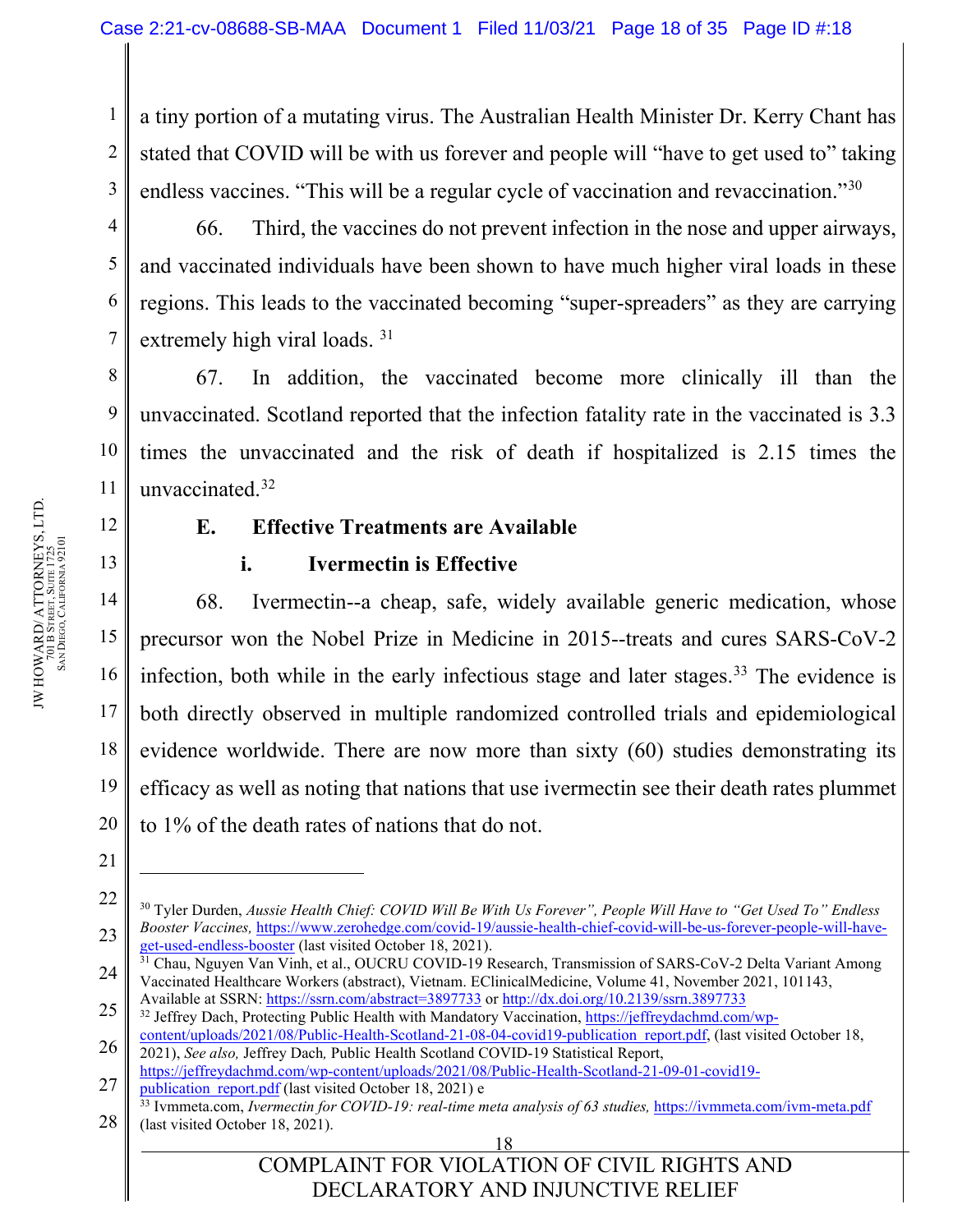a tiny portion of a mutating virus. The Australian Health Minister Dr. Kerry Chant has stated that COVID will be with us forever and people will "have to get used to" taking endless vaccines. "This will be a regular cycle of vaccination and revaccination."[30]

66. Third, the vaccines do not prevent infection in the nose and upper airways, and vaccinated individuals have been shown to have much higher viral loads in these regions. This leads to the vaccinated becoming "super-spreaders" as they are carrying extremely high viral loads. [31]

67. In addition, the vaccinated become more clinically ill than the unvaccinated. Scotland reported that the infection fatality rate in the vaccinated is 3.3 times the unvaccinated and the risk of death if hospitalized is 2.15 times the unvaccinated.[32]

**E. Effective Treatments are Available**

**i. Ivermectin is Effective**

68. Ivermectin--a cheap, safe, widely available generic medication, whose precursor won the Nobel Prize in Medicine in 2015--treats and cures SARS-CoV-2 infection, both while in the early infectious stage and later stages.[33] The evidence is both directly observed in multiple randomized controlled trials and epidemiological evidence worldwide. There are now more than sixty (60) studies demonstrating its efficacy as well as noting that nations that use ivermectin see their death rates plummet to 1% of the death rates of nations that do not.

---

[30] Tyler Durden, *Aussie Health Chief: COVID Will Be With Us Forever", People Will Have to "Get Used To" Endless Booster Vaccines,* https://www.zerohedge.com/covid-19/aussie-health-chief-covid-will-be-us-forever-people-will-have-get-used-endless-booster (last visited October 18, 2021).

[31] Chau, Nguyen Van Vinh, et al., OUCRU COVID-19 Research, Transmission of SARS-CoV-2 Delta Variant Among Vaccinated Healthcare Workers (abstract), Vietnam. EClinicalMedicine, Volume 41, November 2021, 101143, Available at SSRN: https://ssrn.com/abstract=3897733 or http://dx.doi.org/10.2139/ssrn.3897733

[32] Jeffrey Dach, Protecting Public Health with Mandatory Vaccination, https://jeffreydachmd.com/wp-content/uploads/2021/08/Public-Health-Scotland-21-08-04-covid19-publication_report.pdf, (last visited October 18, 2021), *See also,* Jeffrey Dach, Public Health Scotland COVID-19 Statistical Report, https://jeffreydachmd.com/wp-content/uploads/2021/08/Public-Health-Scotland-21-09-01-covid19-publication_report.pdf (last visited October 18, 2021) e

[33] Ivmmeta.com, *Ivermectin for COVID-19: real-time meta analysis of 63 studies,* https://ivmmeta.com/ivm-meta.pdf (last visited October 18, 2021).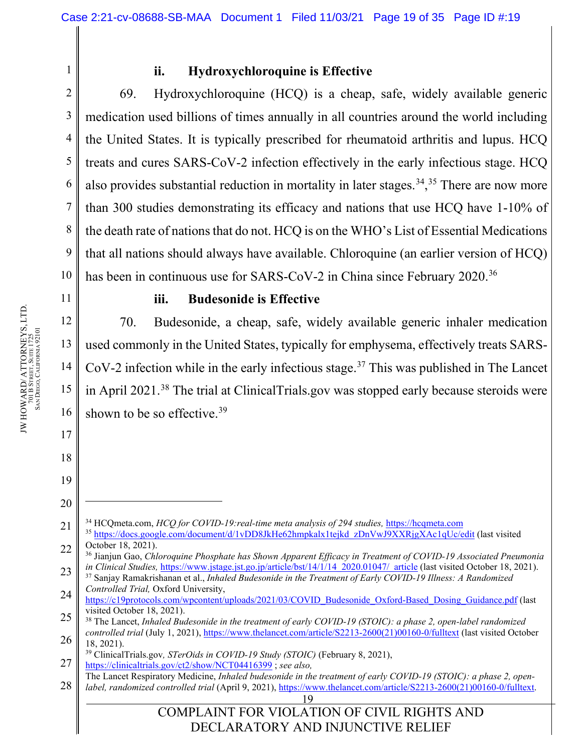### ii. Hydroxychloroquine is Effective

69. Hydroxychloroquine (HCQ) is a cheap, safe, widely available generic medication used billions of times annually in all countries around the world including the United States. It is typically prescribed for rheumatoid arthritis and lupus. HCQ treats and cures SARS-CoV-2 infection effectively in the early infectious stage. HCQ also provides substantial reduction in mortality in later stages.[34],[35] There are now more than 300 studies demonstrating its efficacy and nations that use HCQ have 1-10% of the death rate of nations that do not. HCQ is on the WHO's List of Essential Medications that all nations should always have available. Chloroquine (an earlier version of HCQ) has been in continuous use for SARS-CoV-2 in China since February 2020.[36]

### iii. Budesonide is Effective

70. Budesonide, a cheap, safe, widely available generic inhaler medication used commonly in the United States, typically for emphysema, effectively treats SARS-CoV-2 infection while in the early infectious stage.[37] This was published in The Lancet in April 2021.[38] The trial at ClinicalTrials.gov was stopped early because steroids were shown to be so effective.[39]

---

[34] HCQmeta.com, *HCQ for COVID-19:real-time meta analysis of 294 studies,* https://hcqmeta.com

[35] https://docs.google.com/document/d/1vDD8JkHe62hmpkalx1tejkd_zDnVwJ9XXRjgXAc1qUc/edit (last visited October 18, 2021).

[36] Jianjun Gao, *Chloroquine Phosphate has Shown Apparent Efficacy in Treatment of COVID-19 Associated Pneumonia in Clinical Studies,* https://www.jstage.jst.go.jp/article/bst/14/1/14_2020.01047/_article (last visited October 18, 2021).

[37] Sanjay Ramakrishanan et al., *Inhaled Budesonide in the Treatment of Early COVID-19 Illness: A Randomized Controlled Trial,* Oxford University, https://c19protocols.com/wpcontent/uploads/2021/03/COVID_Budesonide_Oxford-Based_Dosing_Guidance.pdf (last visited October 18, 2021).

[38] The Lancet, *Inhaled Budesonide in the treatment of early COVID-19 (STOIC): a phase 2, open-label randomized controlled trial* (July 1, 2021), https://www.thelancet.com/article/S2213-2600(21)00160-0/fulltext (last visited October 18, 2021).

[39] ClinicalTrials.gov*, STerOids in COVID-19 Study (STOIC)* (February 8, 2021), https://clinicaltrials.gov/ct2/show/NCT04416399 ; *see also,* The Lancet Respiratory Medicine, *Inhaled budesonide in the treatment of early COVID-19 (STOIC): a phase 2, open-label, randomized controlled trial* (April 9, 2021), https://www.thelancet.com/article/S2213-2600(21)00160-0/fulltext.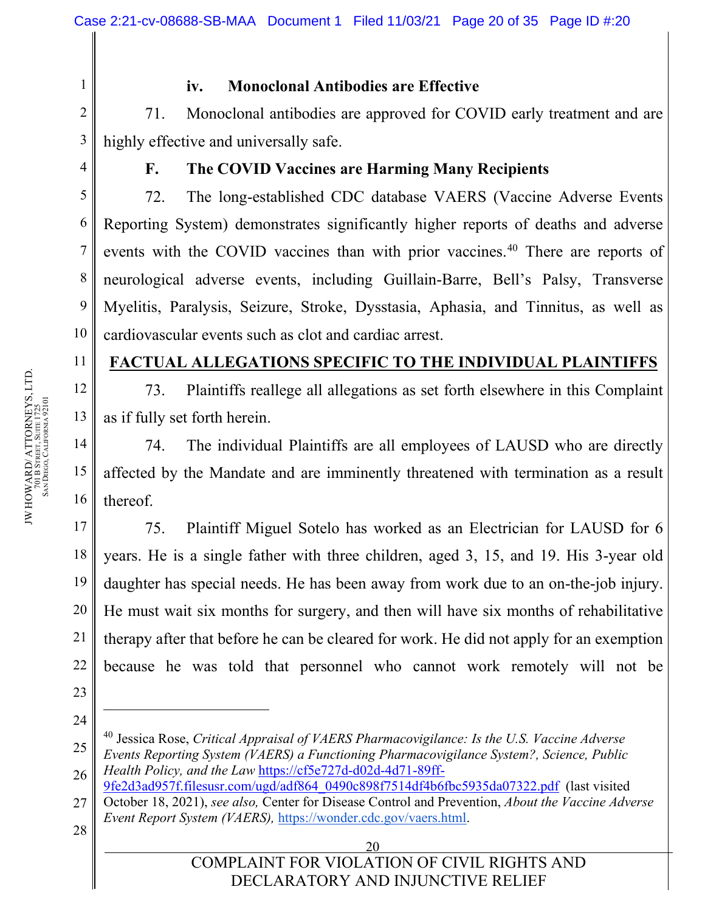### iv. Monoclonal Antibodies are Effective

71. Monoclonal antibodies are approved for COVID early treatment and are highly effective and universally safe.

### F. The COVID Vaccines are Harming Many Recipients

72. The long-established CDC database VAERS (Vaccine Adverse Events Reporting System) demonstrates significantly higher reports of deaths and adverse events with the COVID vaccines than with prior vaccines.[40] There are reports of neurological adverse events, including Guillain-Barre, Bell's Palsy, Transverse Myelitis, Paralysis, Seizure, Stroke, Dysstasia, Aphasia, and Tinnitus, as well as cardiovascular events such as clot and cardiac arrest.

## FACTUAL ALLEGATIONS SPECIFIC TO THE INDIVIDUAL PLAINTIFFS

73. Plaintiffs reallege all allegations as set forth elsewhere in this Complaint as if fully set forth herein.

74. The individual Plaintiffs are all employees of LAUSD who are directly affected by the Mandate and are imminently threatened with termination as a result thereof.

75. Plaintiff Miguel Sotelo has worked as an Electrician for LAUSD for 6 years. He is a single father with three children, aged 3, 15, and 19. His 3-year old daughter has special needs. He has been away from work due to an on-the-job injury. He must wait six months for surgery, and then will have six months of rehabilitative therapy after that before he can be cleared for work. He did not apply for an exemption because he was told that personnel who cannot work remotely will not be

---

[40] Jessica Rose, *Critical Appraisal of VAERS Pharmacovigilance: Is the U.S. Vaccine Adverse Events Reporting System (VAERS) a Functioning Pharmacovigilance System?, Science, Public Health Policy, and the Law* https://cf5e727d-d02d-4d71-89ff-9fe2d3ad957f.filesusr.com/ugd/adf864_0490c898f7514df4b6fbc5935da07322.pdf (last visited October 18, 2021), *see also,* Center for Disease Control and Prevention, *About the Vaccine Adverse Event Report System (VAERS),* https://wonder.cdc.gov/vaers.html.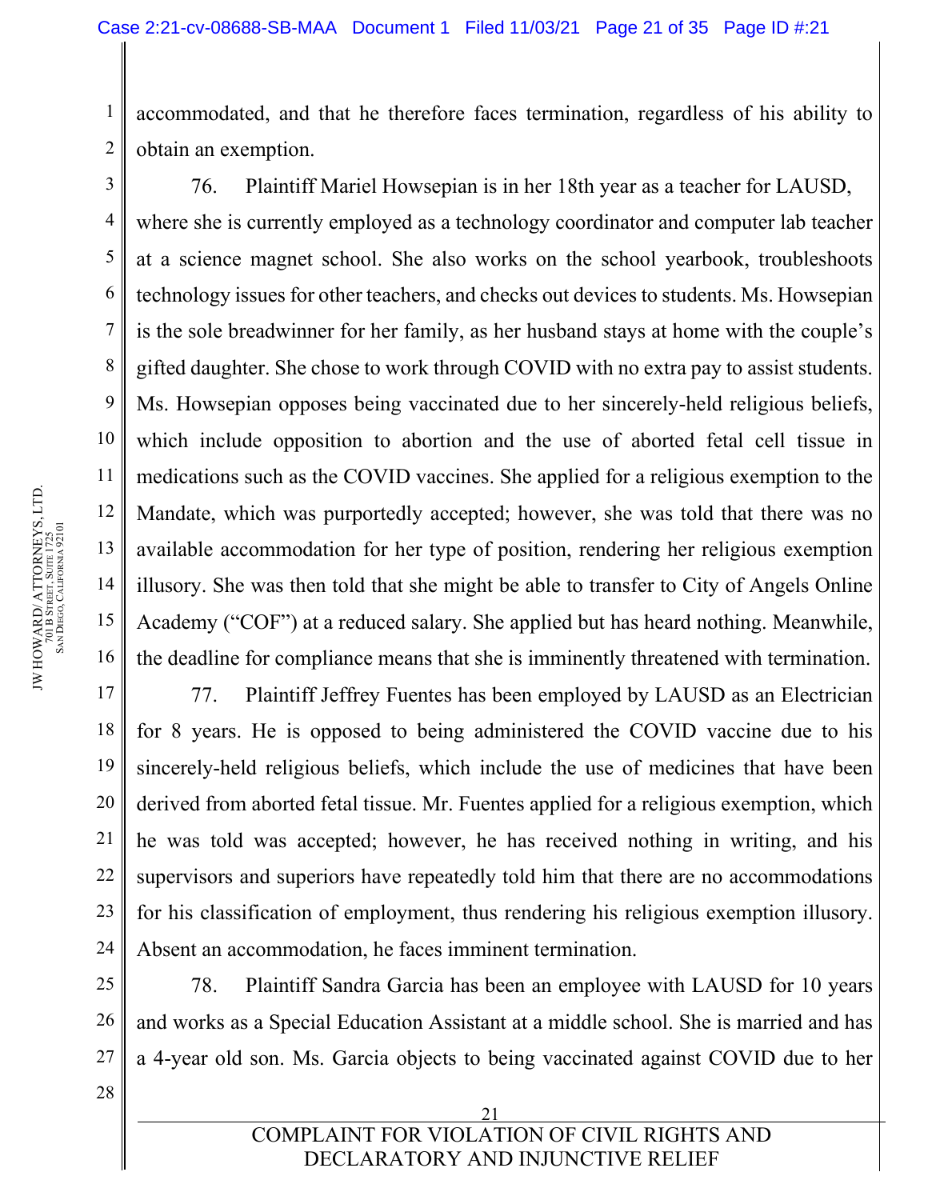accommodated, and that he therefore faces termination, regardless of his ability to obtain an exemption.

76. Plaintiff Mariel Howsepian is in her 18th year as a teacher for LAUSD, where she is currently employed as a technology coordinator and computer lab teacher at a science magnet school. She also works on the school yearbook, troubleshoots technology issues for other teachers, and checks out devices to students. Ms. Howsepian is the sole breadwinner for her family, as her husband stays at home with the couple's gifted daughter. She chose to work through COVID with no extra pay to assist students. Ms. Howsepian opposes being vaccinated due to her sincerely-held religious beliefs, which include opposition to abortion and the use of aborted fetal cell tissue in medications such as the COVID vaccines. She applied for a religious exemption to the Mandate, which was purportedly accepted; however, she was told that there was no available accommodation for her type of position, rendering her religious exemption illusory. She was then told that she might be able to transfer to City of Angels Online Academy ("COF") at a reduced salary. She applied but has heard nothing. Meanwhile, the deadline for compliance means that she is imminently threatened with termination.

77. Plaintiff Jeffrey Fuentes has been employed by LAUSD as an Electrician for 8 years. He is opposed to being administered the COVID vaccine due to his sincerely-held religious beliefs, which include the use of medicines that have been derived from aborted fetal tissue. Mr. Fuentes applied for a religious exemption, which he was told was accepted; however, he has received nothing in writing, and his supervisors and superiors have repeatedly told him that there are no accommodations for his classification of employment, thus rendering his religious exemption illusory. Absent an accommodation, he faces imminent termination.

78. Plaintiff Sandra Garcia has been an employee with LAUSD for 10 years and works as a Special Education Assistant at a middle school. She is married and has a 4-year old son. Ms. Garcia objects to being vaccinated against COVID due to her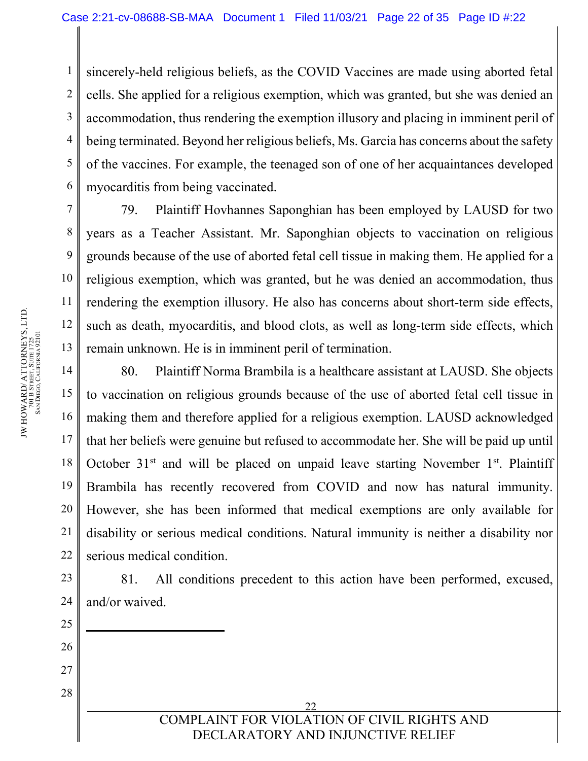sincerely-held religious beliefs, as the COVID Vaccines are made using aborted fetal cells. She applied for a religious exemption, which was granted, but she was denied an accommodation, thus rendering the exemption illusory and placing in imminent peril of being terminated. Beyond her religious beliefs, Ms. Garcia has concerns about the safety of the vaccines. For example, the teenaged son of one of her acquaintances developed myocarditis from being vaccinated.

79. Plaintiff Hovhannes Saponghian has been employed by LAUSD for two years as a Teacher Assistant. Mr. Saponghian objects to vaccination on religious grounds because of the use of aborted fetal cell tissue in making them. He applied for a religious exemption, which was granted, but he was denied an accommodation, thus rendering the exemption illusory. He also has concerns about short-term side effects, such as death, myocarditis, and blood clots, as well as long-term side effects, which remain unknown. He is in imminent peril of termination.

80. Plaintiff Norma Brambila is a healthcare assistant at LAUSD. She objects to vaccination on religious grounds because of the use of aborted fetal cell tissue in making them and therefore applied for a religious exemption. LAUSD acknowledged that her beliefs were genuine but refused to accommodate her. She will be paid up until October 31st and will be placed on unpaid leave starting November 1st. Plaintiff Brambila has recently recovered from COVID and now has natural immunity. However, she has been informed that medical exemptions are only available for disability or serious medical conditions. Natural immunity is neither a disability nor serious medical condition.

81. All conditions precedent to this action have been performed, excused, and/or waived.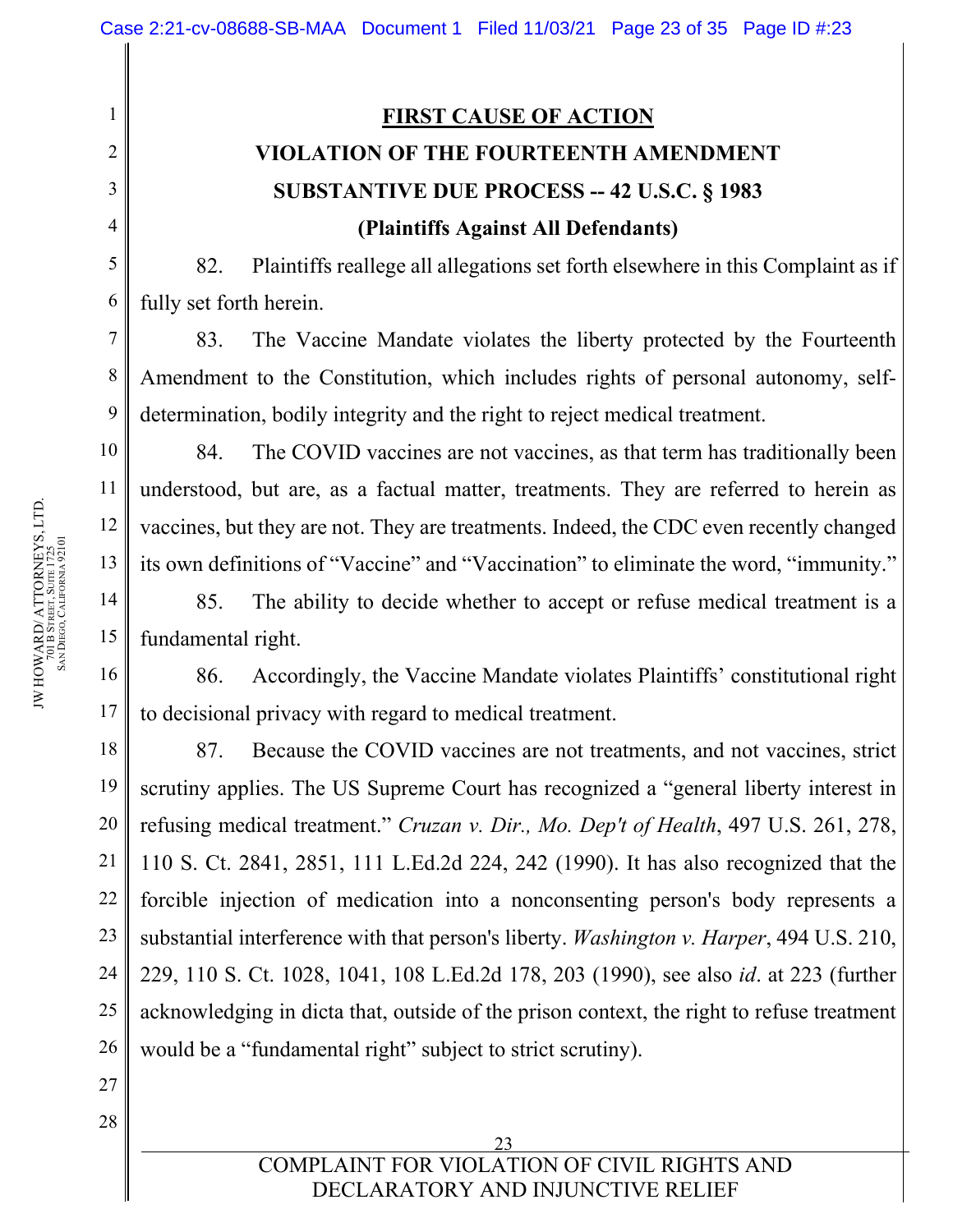## FIRST CAUSE OF ACTION

### VIOLATION OF THE FOURTEENTH AMENDMENT

### SUBSTANTIVE DUE PROCESS -- 42 U.S.C. § 1983

### (Plaintiffs Against All Defendants)

82. Plaintiffs reallege all allegations set forth elsewhere in this Complaint as if fully set forth herein.

83. The Vaccine Mandate violates the liberty protected by the Fourteenth Amendment to the Constitution, which includes rights of personal autonomy, self-determination, bodily integrity and the right to reject medical treatment.

84. The COVID vaccines are not vaccines, as that term has traditionally been understood, but are, as a factual matter, treatments. They are referred to herein as vaccines, but they are not. They are treatments. Indeed, the CDC even recently changed its own definitions of "Vaccine" and "Vaccination" to eliminate the word, "immunity."

85. The ability to decide whether to accept or refuse medical treatment is a fundamental right.

86. Accordingly, the Vaccine Mandate violates Plaintiffs' constitutional right to decisional privacy with regard to medical treatment.

87. Because the COVID vaccines are not treatments, and not vaccines, strict scrutiny applies. The US Supreme Court has recognized a "general liberty interest in refusing medical treatment." *Cruzan v. Dir., Mo. Dep't of Health*, 497 U.S. 261, 278, 110 S. Ct. 2841, 2851, 111 L.Ed.2d 224, 242 (1990). It has also recognized that the forcible injection of medication into a nonconsenting person's body represents a substantial interference with that person's liberty. *Washington v. Harper*, 494 U.S. 210, 229, 110 S. Ct. 1028, 1041, 108 L.Ed.2d 178, 203 (1990), see also *id*. at 223 (further acknowledging in dicta that, outside of the prison context, the right to refuse treatment would be a "fundamental right" subject to strict scrutiny).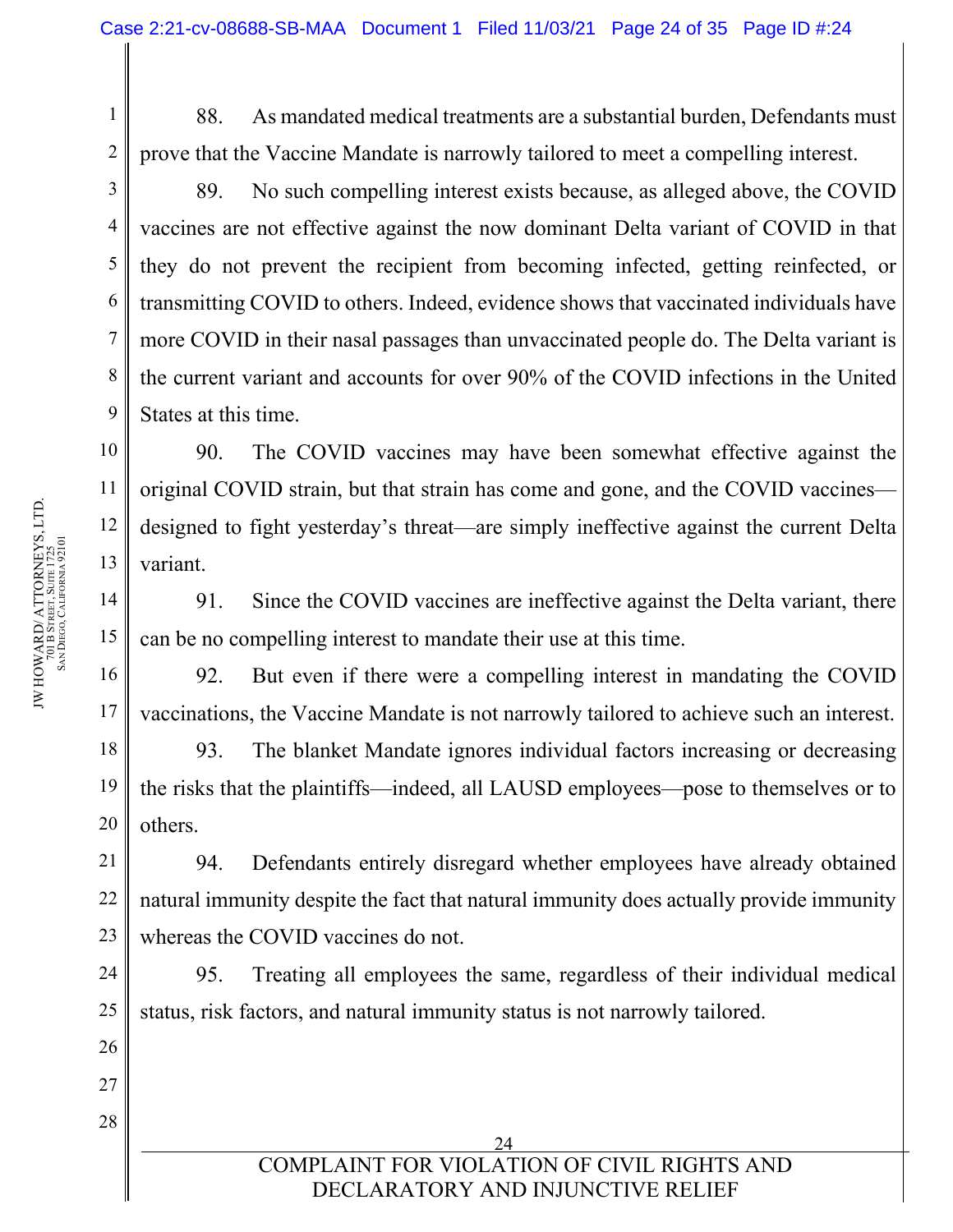88. As mandated medical treatments are a substantial burden, Defendants must prove that the Vaccine Mandate is narrowly tailored to meet a compelling interest.

89. No such compelling interest exists because, as alleged above, the COVID vaccines are not effective against the now dominant Delta variant of COVID in that they do not prevent the recipient from becoming infected, getting reinfected, or transmitting COVID to others. Indeed, evidence shows that vaccinated individuals have more COVID in their nasal passages than unvaccinated people do. The Delta variant is the current variant and accounts for over 90% of the COVID infections in the United States at this time.

90. The COVID vaccines may have been somewhat effective against the original COVID strain, but that strain has come and gone, and the COVID vaccines—designed to fight yesterday's threat—are simply ineffective against the current Delta variant.

91. Since the COVID vaccines are ineffective against the Delta variant, there can be no compelling interest to mandate their use at this time.

92. But even if there were a compelling interest in mandating the COVID vaccinations, the Vaccine Mandate is not narrowly tailored to achieve such an interest.

93. The blanket Mandate ignores individual factors increasing or decreasing the risks that the plaintiffs—indeed, all LAUSD employees—pose to themselves or to others.

94. Defendants entirely disregard whether employees have already obtained natural immunity despite the fact that natural immunity does actually provide immunity whereas the COVID vaccines do not.

95. Treating all employees the same, regardless of their individual medical status, risk factors, and natural immunity status is not narrowly tailored.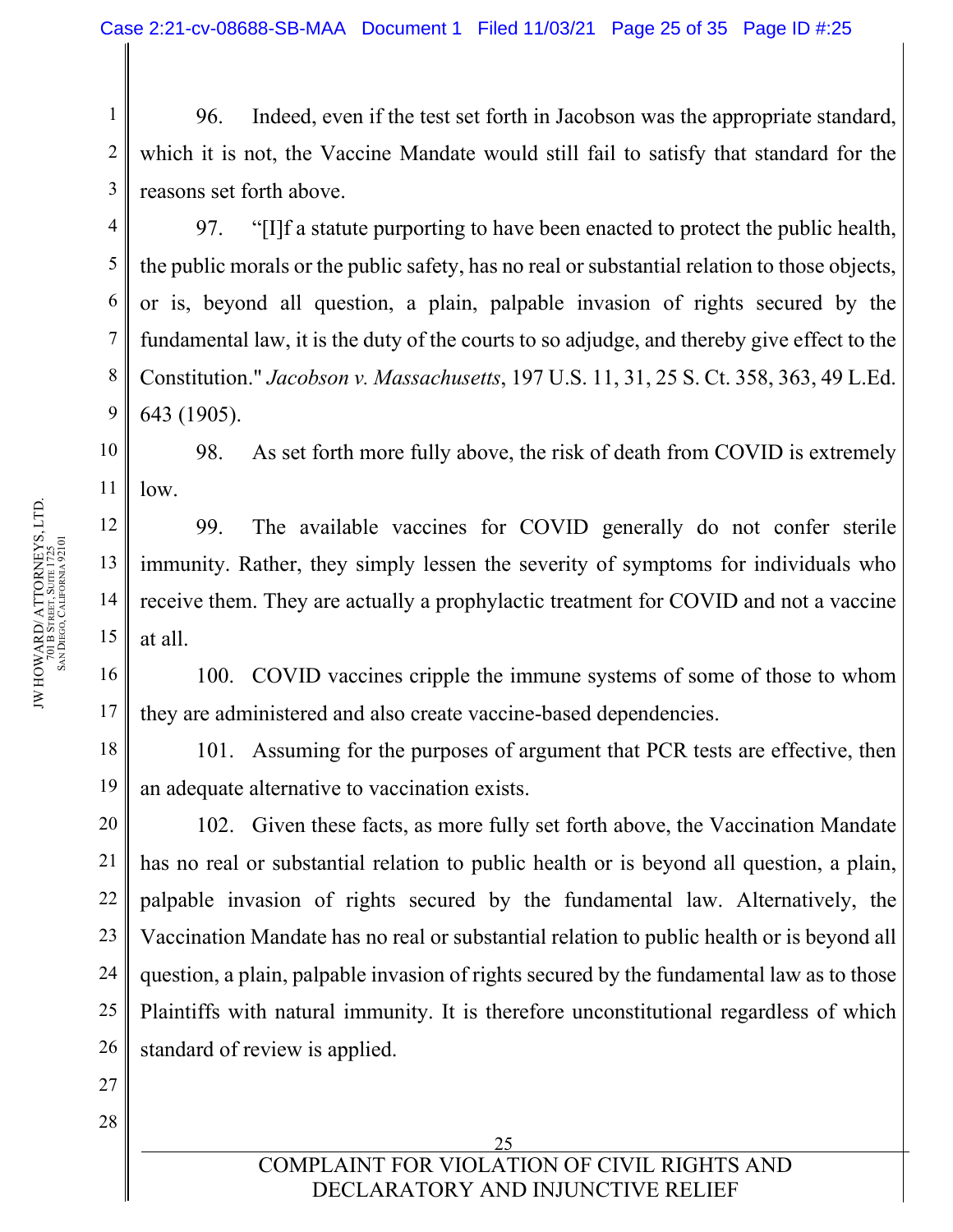96. Indeed, even if the test set forth in Jacobson was the appropriate standard, which it is not, the Vaccine Mandate would still fail to satisfy that standard for the reasons set forth above.

97. "[I]f a statute purporting to have been enacted to protect the public health, the public morals or the public safety, has no real or substantial relation to those objects, or is, beyond all question, a plain, palpable invasion of rights secured by the fundamental law, it is the duty of the courts to so adjudge, and thereby give effect to the Constitution." *Jacobson v. Massachusetts*, 197 U.S. 11, 31, 25 S. Ct. 358, 363, 49 L.Ed. 643 (1905).

98. As set forth more fully above, the risk of death from COVID is extremely low.

99. The available vaccines for COVID generally do not confer sterile immunity. Rather, they simply lessen the severity of symptoms for individuals who receive them. They are actually a prophylactic treatment for COVID and not a vaccine at all.

100. COVID vaccines cripple the immune systems of some of those to whom they are administered and also create vaccine-based dependencies.

101. Assuming for the purposes of argument that PCR tests are effective, then an adequate alternative to vaccination exists.

102. Given these facts, as more fully set forth above, the Vaccination Mandate has no real or substantial relation to public health or is beyond all question, a plain, palpable invasion of rights secured by the fundamental law. Alternatively, the Vaccination Mandate has no real or substantial relation to public health or is beyond all question, a plain, palpable invasion of rights secured by the fundamental law as to those Plaintiffs with natural immunity. It is therefore unconstitutional regardless of which standard of review is applied.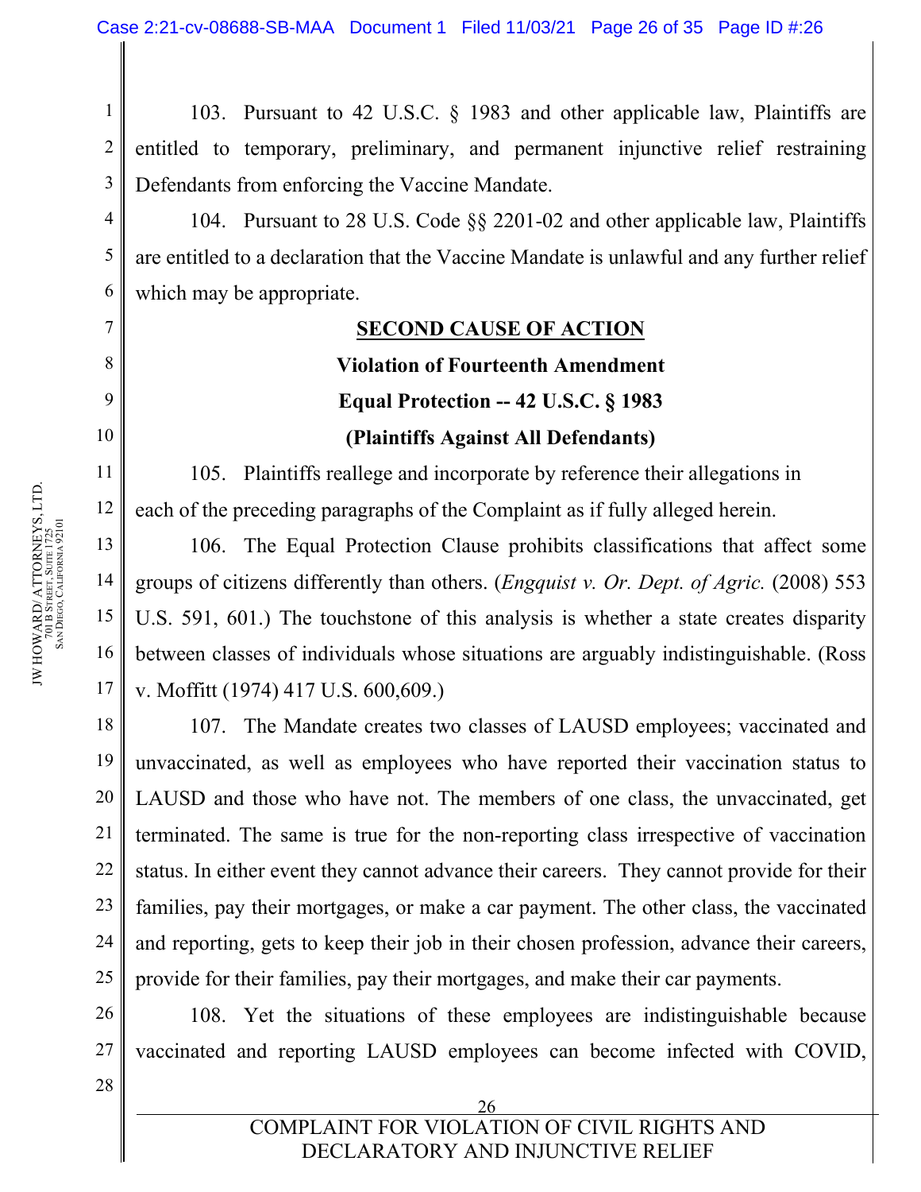103. Pursuant to 42 U.S.C. § 1983 and other applicable law, Plaintiffs are entitled to temporary, preliminary, and permanent injunctive relief restraining Defendants from enforcing the Vaccine Mandate.

104. Pursuant to 28 U.S. Code §§ 2201-02 and other applicable law, Plaintiffs are entitled to a declaration that the Vaccine Mandate is unlawful and any further relief which may be appropriate.

**SECOND CAUSE OF ACTION**

**Violation of Fourteenth Amendment**

**Equal Protection -- 42 U.S.C. § 1983**

**(Plaintiffs Against All Defendants)**

105. Plaintiffs reallege and incorporate by reference their allegations in each of the preceding paragraphs of the Complaint as if fully alleged herein.

106. The Equal Protection Clause prohibits classifications that affect some groups of citizens differently than others. (*Engquist v. Or. Dept. of Agric.* (2008) 553 U.S. 591, 601.) The touchstone of this analysis is whether a state creates disparity between classes of individuals whose situations are arguably indistinguishable. (Ross v. Moffitt (1974) 417 U.S. 600,609.)

107. The Mandate creates two classes of LAUSD employees; vaccinated and unvaccinated, as well as employees who have reported their vaccination status to LAUSD and those who have not. The members of one class, the unvaccinated, get terminated. The same is true for the non-reporting class irrespective of vaccination status. In either event they cannot advance their careers. They cannot provide for their families, pay their mortgages, or make a car payment. The other class, the vaccinated and reporting, gets to keep their job in their chosen profession, advance their careers, provide for their families, pay their mortgages, and make their car payments.

108. Yet the situations of these employees are indistinguishable because vaccinated and reporting LAUSD employees can become infected with COVID,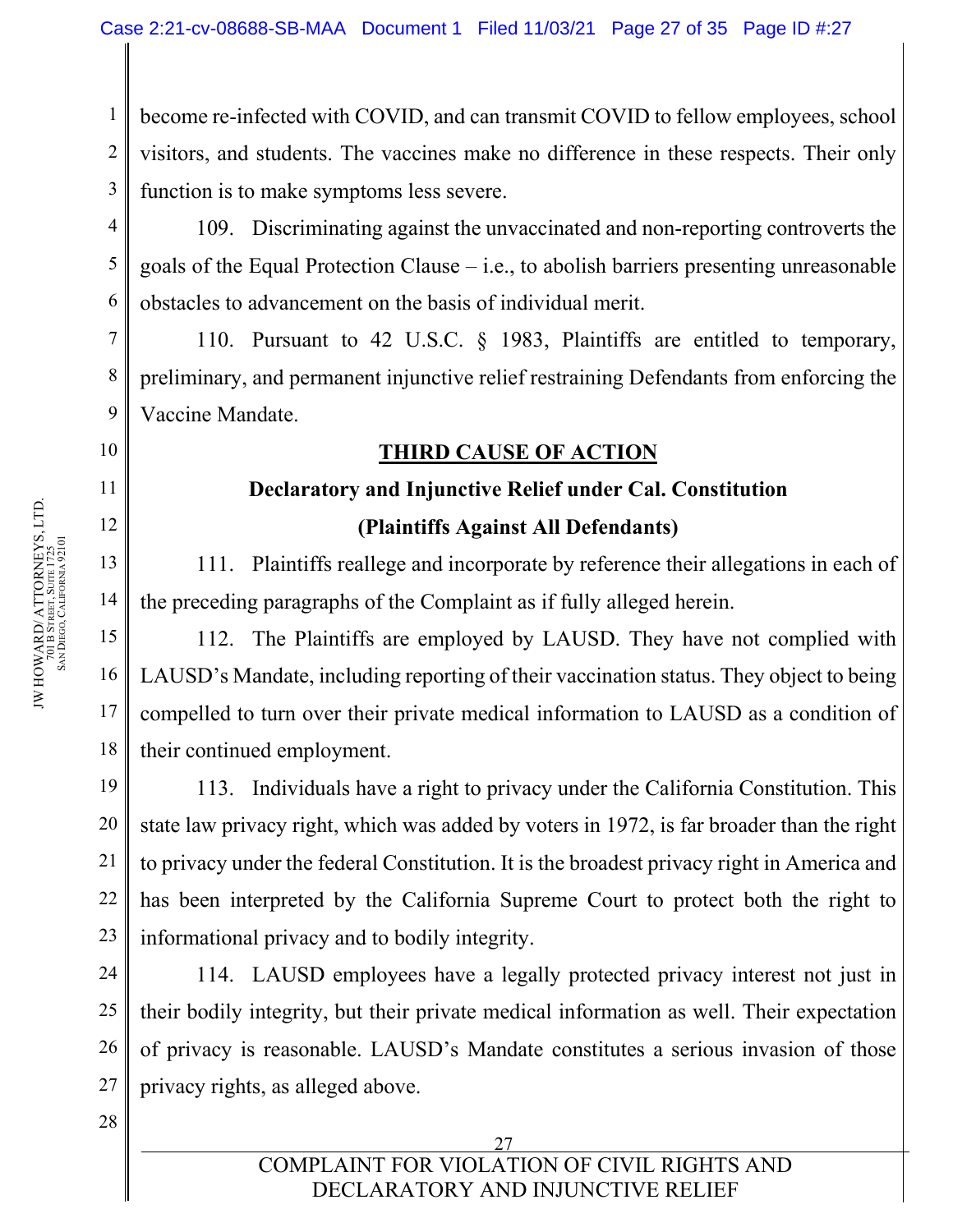become re-infected with COVID, and can transmit COVID to fellow employees, school visitors, and students. The vaccines make no difference in these respects. Their only function is to make symptoms less severe.

109. Discriminating against the unvaccinated and non-reporting controverts the goals of the Equal Protection Clause – i.e., to abolish barriers presenting unreasonable obstacles to advancement on the basis of individual merit.

110. Pursuant to 42 U.S.C. § 1983, Plaintiffs are entitled to temporary, preliminary, and permanent injunctive relief restraining Defendants from enforcing the Vaccine Mandate.

## THIRD CAUSE OF ACTION

### Declaratory and Injunctive Relief under Cal. Constitution

### (Plaintiffs Against All Defendants)

111. Plaintiffs reallege and incorporate by reference their allegations in each of the preceding paragraphs of the Complaint as if fully alleged herein.

112. The Plaintiffs are employed by LAUSD. They have not complied with LAUSD's Mandate, including reporting of their vaccination status. They object to being compelled to turn over their private medical information to LAUSD as a condition of their continued employment.

113. Individuals have a right to privacy under the California Constitution. This state law privacy right, which was added by voters in 1972, is far broader than the right to privacy under the federal Constitution. It is the broadest privacy right in America and has been interpreted by the California Supreme Court to protect both the right to informational privacy and to bodily integrity.

114. LAUSD employees have a legally protected privacy interest not just in their bodily integrity, but their private medical information as well. Their expectation of privacy is reasonable. LAUSD's Mandate constitutes a serious invasion of those privacy rights, as alleged above.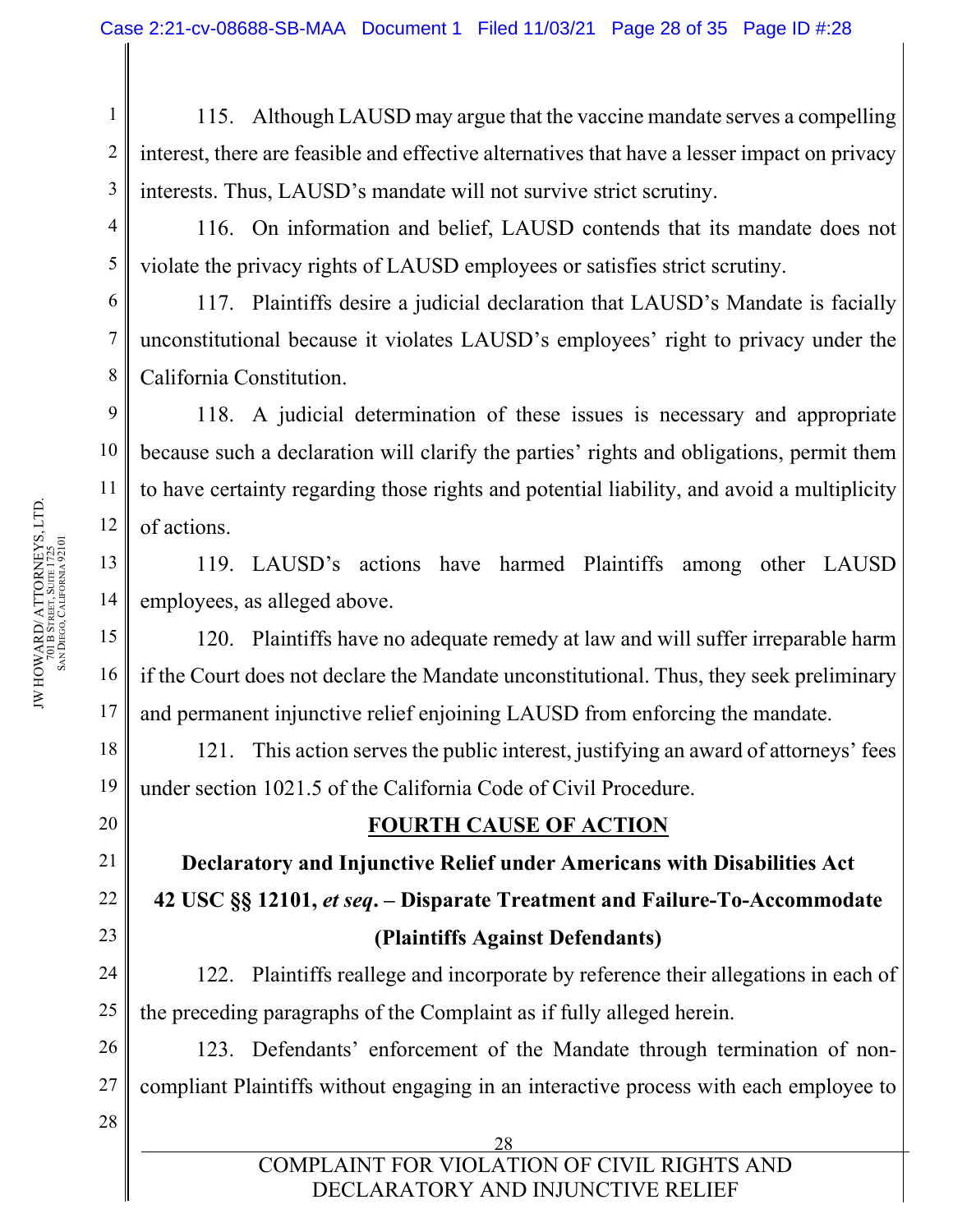115. Although LAUSD may argue that the vaccine mandate serves a compelling interest, there are feasible and effective alternatives that have a lesser impact on privacy interests. Thus, LAUSD's mandate will not survive strict scrutiny.

116. On information and belief, LAUSD contends that its mandate does not violate the privacy rights of LAUSD employees or satisfies strict scrutiny.

117. Plaintiffs desire a judicial declaration that LAUSD's Mandate is facially unconstitutional because it violates LAUSD's employees' right to privacy under the California Constitution.

118. A judicial determination of these issues is necessary and appropriate because such a declaration will clarify the parties' rights and obligations, permit them to have certainty regarding those rights and potential liability, and avoid a multiplicity of actions.

119. LAUSD's actions have harmed Plaintiffs among other LAUSD employees, as alleged above.

120. Plaintiffs have no adequate remedy at law and will suffer irreparable harm if the Court does not declare the Mandate unconstitutional. Thus, they seek preliminary and permanent injunctive relief enjoining LAUSD from enforcing the mandate.

121. This action serves the public interest, justifying an award of attorneys' fees under section 1021.5 of the California Code of Civil Procedure.

## FOURTH CAUSE OF ACTION

**Declaratory and Injunctive Relief under Americans with Disabilities Act 42 USC §§ 12101, *et seq*. – Disparate Treatment and Failure-To-Accommodate (Plaintiffs Against Defendants)**

122. Plaintiffs reallege and incorporate by reference their allegations in each of the preceding paragraphs of the Complaint as if fully alleged herein.

123. Defendants' enforcement of the Mandate through termination of non-compliant Plaintiffs without engaging in an interactive process with each employee to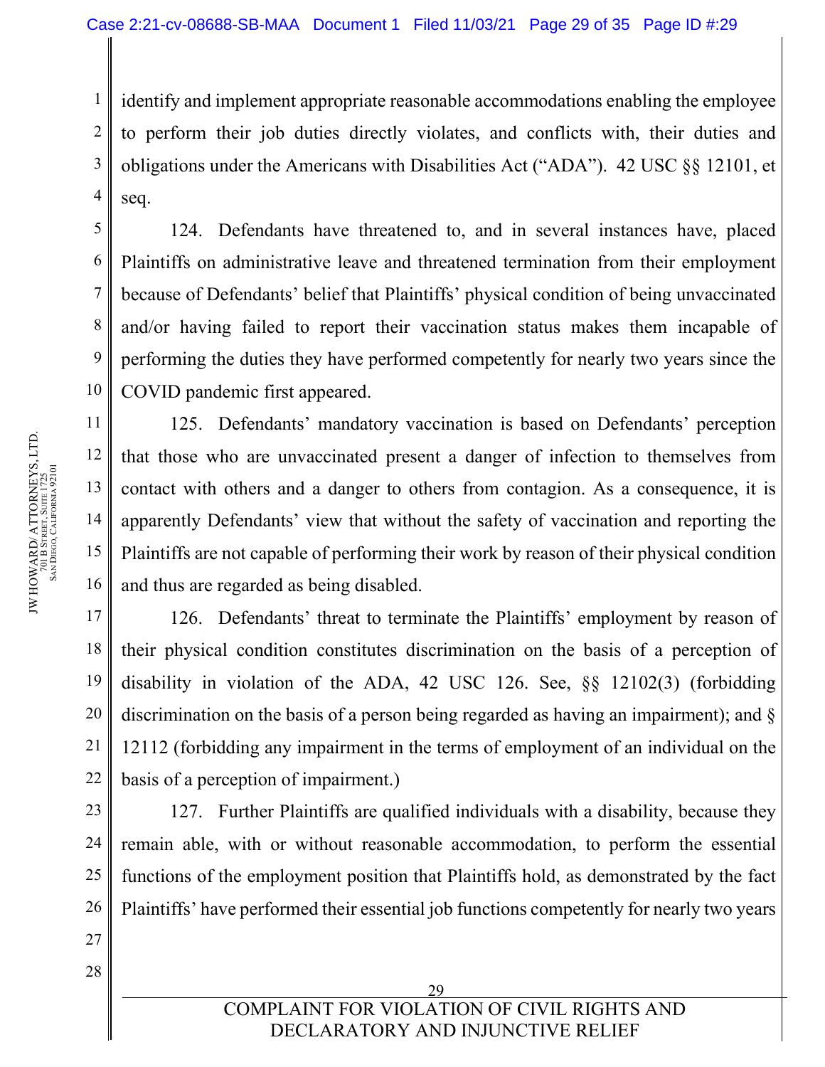identify and implement appropriate reasonable accommodations enabling the employee to perform their job duties directly violates, and conflicts with, their duties and obligations under the Americans with Disabilities Act ("ADA"). 42 USC §§ 12101, et seq.

124. Defendants have threatened to, and in several instances have, placed Plaintiffs on administrative leave and threatened termination from their employment because of Defendants' belief that Plaintiffs' physical condition of being unvaccinated and/or having failed to report their vaccination status makes them incapable of performing the duties they have performed competently for nearly two years since the COVID pandemic first appeared.

125. Defendants' mandatory vaccination is based on Defendants' perception that those who are unvaccinated present a danger of infection to themselves from contact with others and a danger to others from contagion. As a consequence, it is apparently Defendants' view that without the safety of vaccination and reporting the Plaintiffs are not capable of performing their work by reason of their physical condition and thus are regarded as being disabled.

126. Defendants' threat to terminate the Plaintiffs' employment by reason of their physical condition constitutes discrimination on the basis of a perception of disability in violation of the ADA, 42 USC 126. See, §§ 12102(3) (forbidding discrimination on the basis of a person being regarded as having an impairment); and § 12112 (forbidding any impairment in the terms of employment of an individual on the basis of a perception of impairment.)

127. Further Plaintiffs are qualified individuals with a disability, because they remain able, with or without reasonable accommodation, to perform the essential functions of the employment position that Plaintiffs hold, as demonstrated by the fact Plaintiffs' have performed their essential job functions competently for nearly two years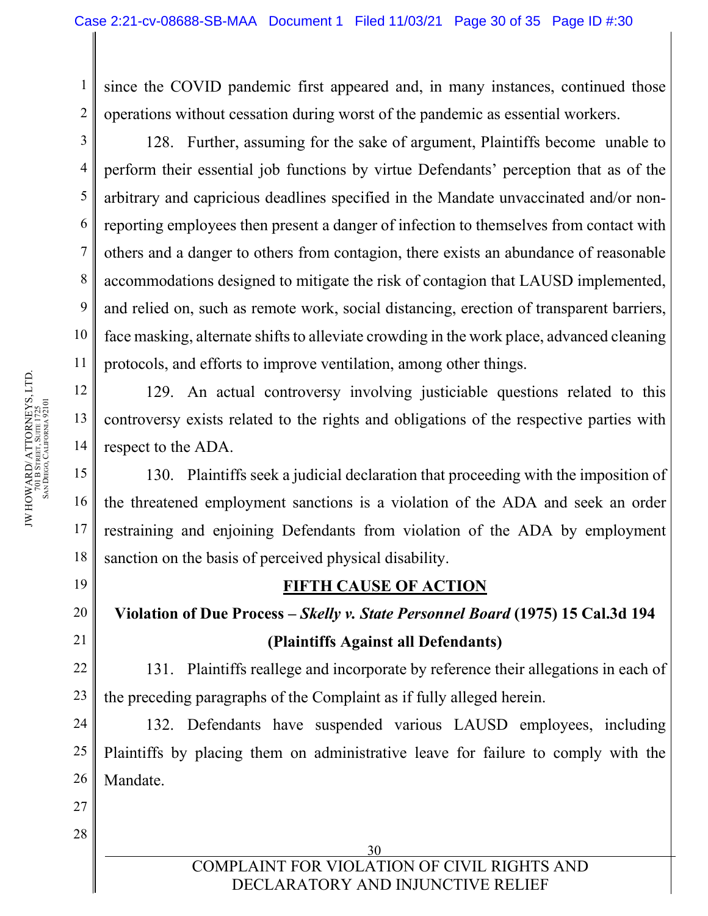since the COVID pandemic first appeared and, in many instances, continued those operations without cessation during worst of the pandemic as essential workers.

128. Further, assuming for the sake of argument, Plaintiffs become unable to perform their essential job functions by virtue Defendants' perception that as of the arbitrary and capricious deadlines specified in the Mandate unvaccinated and/or non-reporting employees then present a danger of infection to themselves from contact with others and a danger to others from contagion, there exists an abundance of reasonable accommodations designed to mitigate the risk of contagion that LAUSD implemented, and relied on, such as remote work, social distancing, erection of transparent barriers, face masking, alternate shifts to alleviate crowding in the work place, advanced cleaning protocols, and efforts to improve ventilation, among other things.

129. An actual controversy involving justiciable questions related to this controversy exists related to the rights and obligations of the respective parties with respect to the ADA.

130. Plaintiffs seek a judicial declaration that proceeding with the imposition of the threatened employment sanctions is a violation of the ADA and seek an order restraining and enjoining Defendants from violation of the ADA by employment sanction on the basis of perceived physical disability.

## FIFTH CAUSE OF ACTION

**Violation of Due Process – *Skelly v. State Personnel Board* (1975) 15 Cal.3d 194**

**(Plaintiffs Against all Defendants)**

131. Plaintiffs reallege and incorporate by reference their allegations in each of the preceding paragraphs of the Complaint as if fully alleged herein.

132. Defendants have suspended various LAUSD employees, including Plaintiffs by placing them on administrative leave for failure to comply with the Mandate.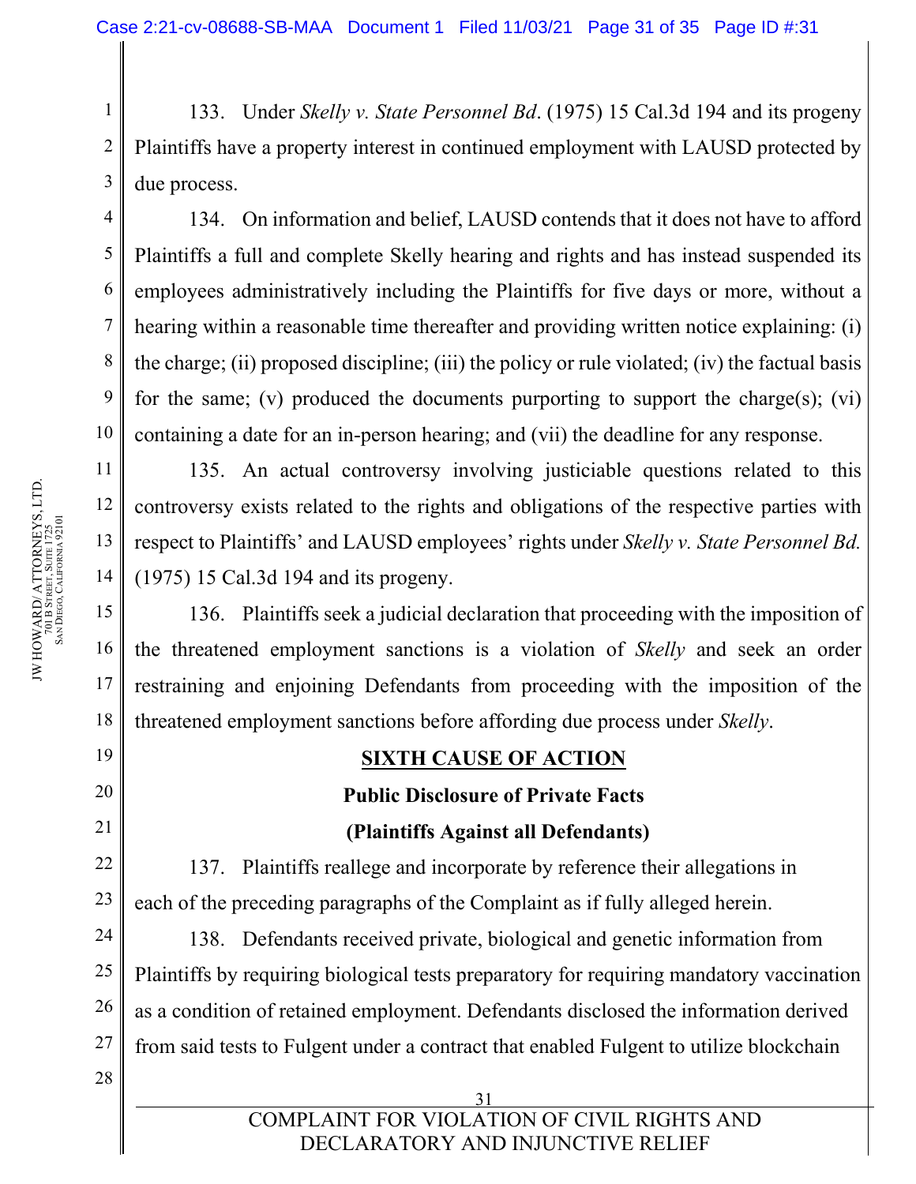133. Under *Skelly v. State Personnel Bd*. (1975) 15 Cal.3d 194 and its progeny Plaintiffs have a property interest in continued employment with LAUSD protected by due process.

134. On information and belief, LAUSD contends that it does not have to afford Plaintiffs a full and complete Skelly hearing and rights and has instead suspended its employees administratively including the Plaintiffs for five days or more, without a hearing within a reasonable time thereafter and providing written notice explaining: (i) the charge; (ii) proposed discipline; (iii) the policy or rule violated; (iv) the factual basis for the same; (v) produced the documents purporting to support the charge(s); (vi) containing a date for an in-person hearing; and (vii) the deadline for any response.

135. An actual controversy involving justiciable questions related to this controversy exists related to the rights and obligations of the respective parties with respect to Plaintiffs' and LAUSD employees' rights under *Skelly v. State Personnel Bd.* (1975) 15 Cal.3d 194 and its progeny.

136. Plaintiffs seek a judicial declaration that proceeding with the imposition of the threatened employment sanctions is a violation of *Skelly* and seek an order restraining and enjoining Defendants from proceeding with the imposition of the threatened employment sanctions before affording due process under *Skelly*.

## SIXTH CAUSE OF ACTION

### Public Disclosure of Private Facts

### (Plaintiffs Against all Defendants)

137. Plaintiffs reallege and incorporate by reference their allegations in each of the preceding paragraphs of the Complaint as if fully alleged herein.

138. Defendants received private, biological and genetic information from Plaintiffs by requiring biological tests preparatory for requiring mandatory vaccination as a condition of retained employment. Defendants disclosed the information derived from said tests to Fulgent under a contract that enabled Fulgent to utilize blockchain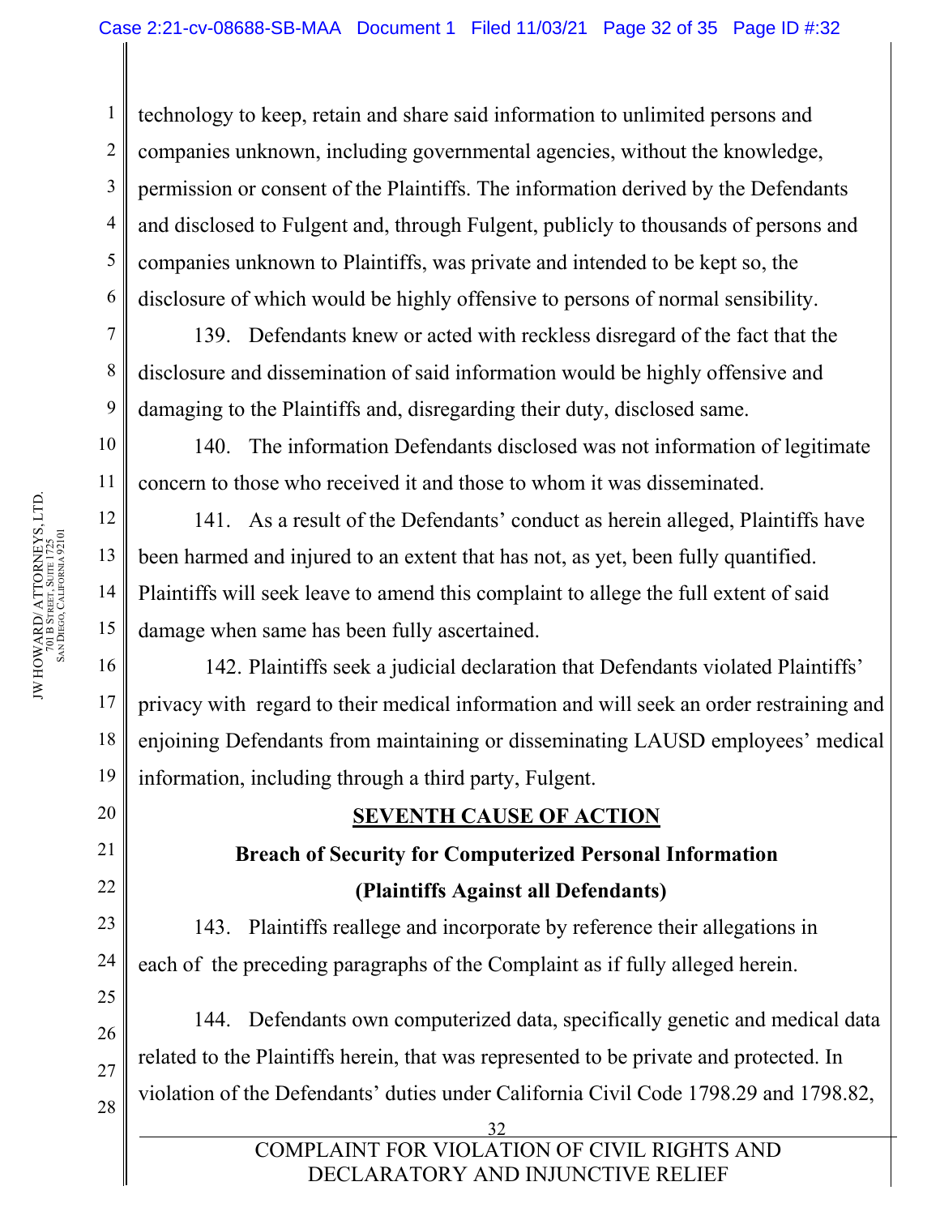technology to keep, retain and share said information to unlimited persons and companies unknown, including governmental agencies, without the knowledge, permission or consent of the Plaintiffs. The information derived by the Defendants and disclosed to Fulgent and, through Fulgent, publicly to thousands of persons and companies unknown to Plaintiffs, was private and intended to be kept so, the disclosure of which would be highly offensive to persons of normal sensibility.

139. Defendants knew or acted with reckless disregard of the fact that the disclosure and dissemination of said information would be highly offensive and damaging to the Plaintiffs and, disregarding their duty, disclosed same.

140. The information Defendants disclosed was not information of legitimate concern to those who received it and those to whom it was disseminated.

141. As a result of the Defendants' conduct as herein alleged, Plaintiffs have been harmed and injured to an extent that has not, as yet, been fully quantified. Plaintiffs will seek leave to amend this complaint to allege the full extent of said damage when same has been fully ascertained.

142. Plaintiffs seek a judicial declaration that Defendants violated Plaintiffs' privacy with regard to their medical information and will seek an order restraining and enjoining Defendants from maintaining or disseminating LAUSD employees' medical information, including through a third party, Fulgent.

## SEVENTH CAUSE OF ACTION

### Breach of Security for Computerized Personal Information

### (Plaintiffs Against all Defendants)

143. Plaintiffs reallege and incorporate by reference their allegations in each of the preceding paragraphs of the Complaint as if fully alleged herein.

144. Defendants own computerized data, specifically genetic and medical data related to the Plaintiffs herein, that was represented to be private and protected. In violation of the Defendants' duties under California Civil Code 1798.29 and 1798.82,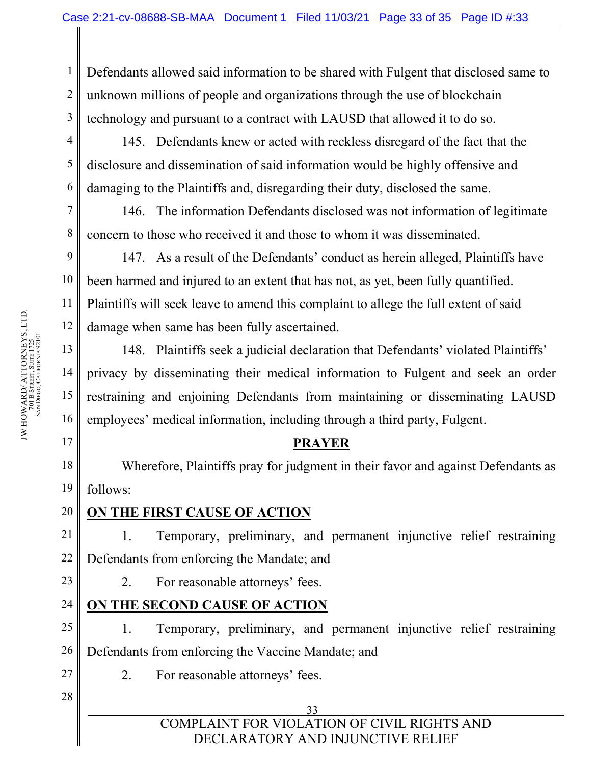Defendants allowed said information to be shared with Fulgent that disclosed same to unknown millions of people and organizations through the use of blockchain technology and pursuant to a contract with LAUSD that allowed it to do so.

145. Defendants knew or acted with reckless disregard of the fact that the disclosure and dissemination of said information would be highly offensive and damaging to the Plaintiffs and, disregarding their duty, disclosed the same.

146. The information Defendants disclosed was not information of legitimate concern to those who received it and those to whom it was disseminated.

147. As a result of the Defendants' conduct as herein alleged, Plaintiffs have been harmed and injured to an extent that has not, as yet, been fully quantified. Plaintiffs will seek leave to amend this complaint to allege the full extent of said damage when same has been fully ascertained.

148. Plaintiffs seek a judicial declaration that Defendants' violated Plaintiffs' privacy by disseminating their medical information to Fulgent and seek an order restraining and enjoining Defendants from maintaining or disseminating LAUSD employees' medical information, including through a third party, Fulgent.

## **PRAYER**

Wherefore, Plaintiffs pray for judgment in their favor and against Defendants as follows:

**ON THE FIRST CAUSE OF ACTION**

1. Temporary, preliminary, and permanent injunctive relief restraining Defendants from enforcing the Mandate; and

2. For reasonable attorneys' fees.

**ON THE SECOND CAUSE OF ACTION**

1. Temporary, preliminary, and permanent injunctive relief restraining Defendants from enforcing the Vaccine Mandate; and

2. For reasonable attorneys' fees.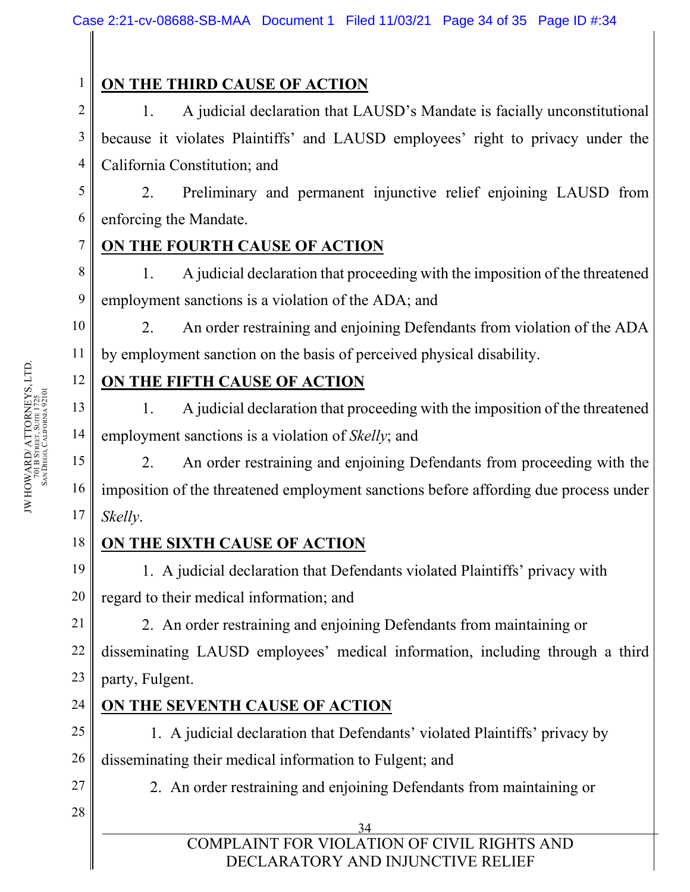**ON THE THIRD CAUSE OF ACTION**

1. A judicial declaration that LAUSD's Mandate is facially unconstitutional because it violates Plaintiffs' and LAUSD employees' right to privacy under the California Constitution; and

2. Preliminary and permanent injunctive relief enjoining LAUSD from enforcing the Mandate.

**ON THE FOURTH CAUSE OF ACTION**

1. A judicial declaration that proceeding with the imposition of the threatened employment sanctions is a violation of the ADA; and

2. An order restraining and enjoining Defendants from violation of the ADA by employment sanction on the basis of perceived physical disability.

**ON THE FIFTH CAUSE OF ACTION**

1. A judicial declaration that proceeding with the imposition of the threatened employment sanctions is a violation of *Skelly*; and

2. An order restraining and enjoining Defendants from proceeding with the imposition of the threatened employment sanctions before affording due process under *Skelly*.

**ON THE SIXTH CAUSE OF ACTION**

1. A judicial declaration that Defendants violated Plaintiffs' privacy with regard to their medical information; and

2. An order restraining and enjoining Defendants from maintaining or disseminating LAUSD employees' medical information, including through a third party, Fulgent.

**ON THE SEVENTH CAUSE OF ACTION**

1. A judicial declaration that Defendants' violated Plaintiffs' privacy by disseminating their medical information to Fulgent; and

2. An order restraining and enjoining Defendants from maintaining or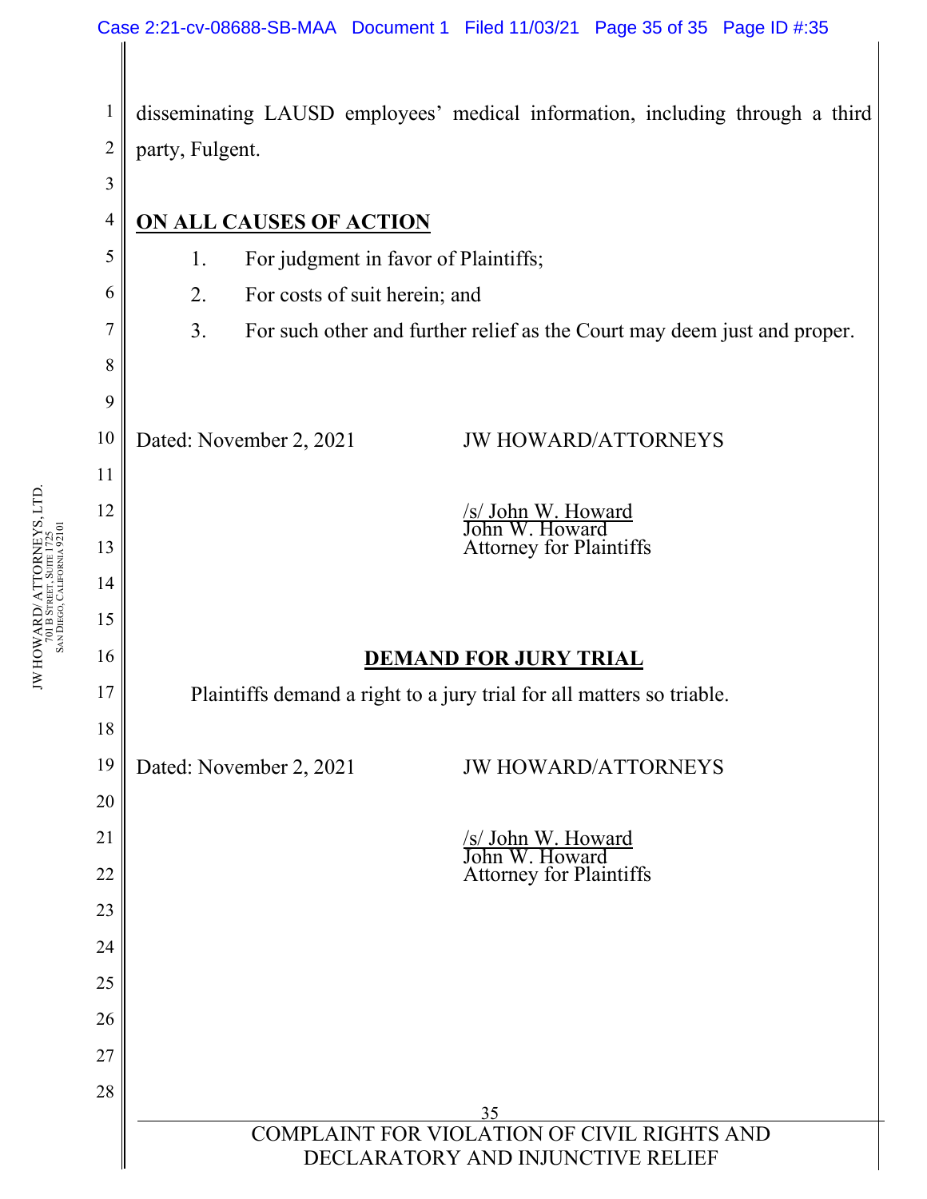disseminating LAUSD employees' medical information, including through a third party, Fulgent.

**ON ALL CAUSES OF ACTION**

1. For judgment in favor of Plaintiffs;
2. For costs of suit herein; and
3. For such other and further relief as the Court may deem just and proper.

Dated: November 2, 2021 JW HOWARD/ATTORNEYS

/s/ John W. Howard
John W. Howard
Attorney for Plaintiffs

**DEMAND FOR JURY TRIAL**

Plaintiffs demand a right to a jury trial for all matters so triable.

Dated: November 2, 2021 JW HOWARD/ATTORNEYS

/s/ John W. Howard
John W. Howard
Attorney for Plaintiffs